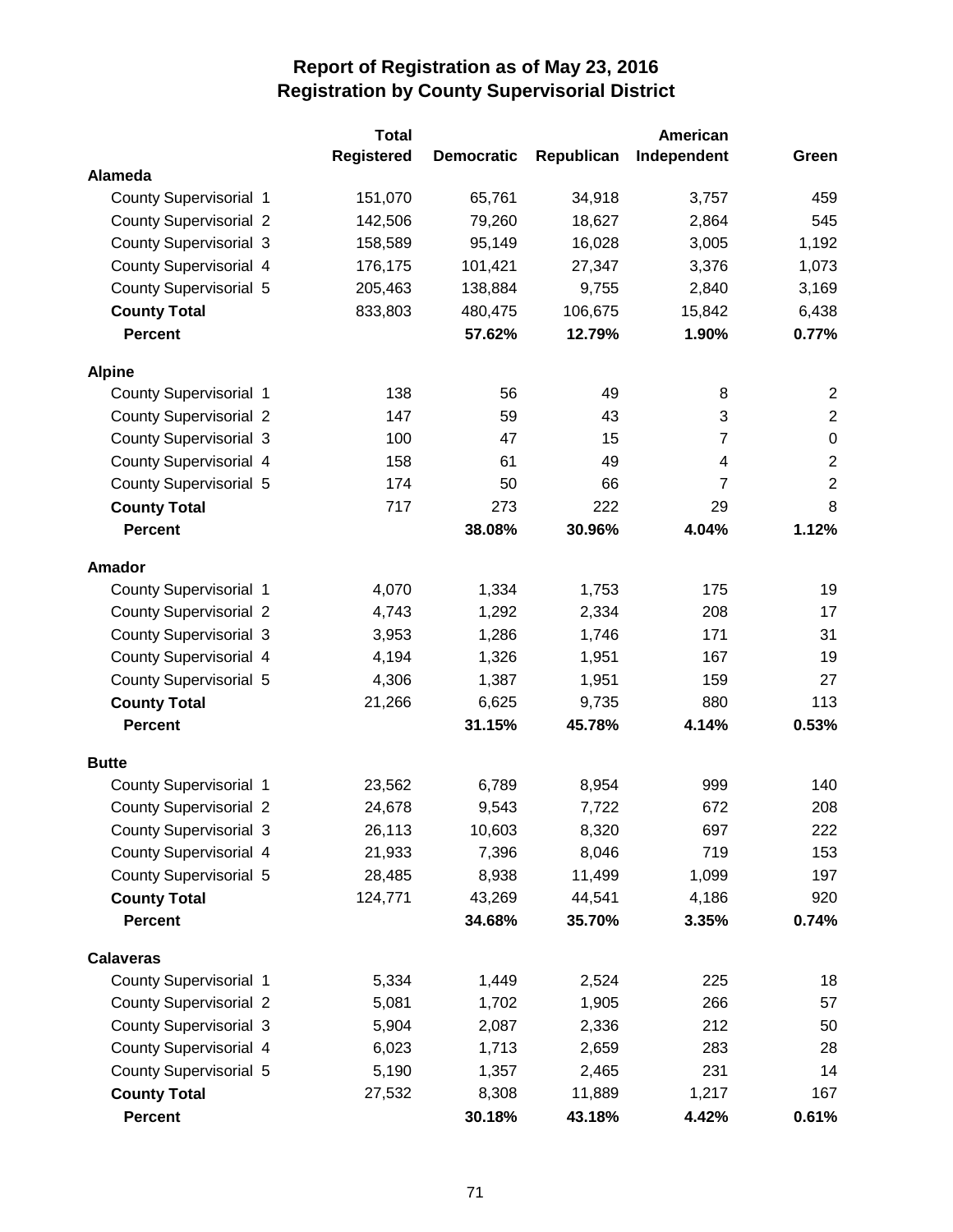# Report of Registration as of May 23, 2016
## Registration by County Supervisorial District

| | Total Registered | Democratic | Republican | American Independent | Green |
|---|---|---|---|---|---|
| **Alameda** | | | | | |
| County Supervisorial 1 | 151,070 | 65,761 | 34,918 | 3,757 | 459 |
| County Supervisorial 2 | 142,506 | 79,260 | 18,627 | 2,864 | 545 |
| County Supervisorial 3 | 158,589 | 95,149 | 16,028 | 3,005 | 1,192 |
| County Supervisorial 4 | 176,175 | 101,421 | 27,347 | 3,376 | 1,073 |
| County Supervisorial 5 | 205,463 | 138,884 | 9,755 | 2,840 | 3,169 |
| **County Total** | 833,803 | 480,475 | 106,675 | 15,842 | 6,438 |
| **Percent** | | **57.62%** | **12.79%** | **1.90%** | **0.77%** |
| **Alpine** | | | | | |
| County Supervisorial 1 | 138 | 56 | 49 | 8 | 2 |
| County Supervisorial 2 | 147 | 59 | 43 | 3 | 2 |
| County Supervisorial 3 | 100 | 47 | 15 | 7 | 0 |
| County Supervisorial 4 | 158 | 61 | 49 | 4 | 2 |
| County Supervisorial 5 | 174 | 50 | 66 | 7 | 2 |
| **County Total** | 717 | 273 | 222 | 29 | 8 |
| **Percent** | | **38.08%** | **30.96%** | **4.04%** | **1.12%** |
| **Amador** | | | | | |
| County Supervisorial 1 | 4,070 | 1,334 | 1,753 | 175 | 19 |
| County Supervisorial 2 | 4,743 | 1,292 | 2,334 | 208 | 17 |
| County Supervisorial 3 | 3,953 | 1,286 | 1,746 | 171 | 31 |
| County Supervisorial 4 | 4,194 | 1,326 | 1,951 | 167 | 19 |
| County Supervisorial 5 | 4,306 | 1,387 | 1,951 | 159 | 27 |
| **County Total** | 21,266 | 6,625 | 9,735 | 880 | 113 |
| **Percent** | | **31.15%** | **45.78%** | **4.14%** | **0.53%** |
| **Butte** | | | | | |
| County Supervisorial 1 | 23,562 | 6,789 | 8,954 | 999 | 140 |
| County Supervisorial 2 | 24,678 | 9,543 | 7,722 | 672 | 208 |
| County Supervisorial 3 | 26,113 | 10,603 | 8,320 | 697 | 222 |
| County Supervisorial 4 | 21,933 | 7,396 | 8,046 | 719 | 153 |
| County Supervisorial 5 | 28,485 | 8,938 | 11,499 | 1,099 | 197 |
| **County Total** | 124,771 | 43,269 | 44,541 | 4,186 | 920 |
| **Percent** | | **34.68%** | **35.70%** | **3.35%** | **0.74%** |
| **Calaveras** | | | | | |
| County Supervisorial 1 | 5,334 | 1,449 | 2,524 | 225 | 18 |
| County Supervisorial 2 | 5,081 | 1,702 | 1,905 | 266 | 57 |
| County Supervisorial 3 | 5,904 | 2,087 | 2,336 | 212 | 50 |
| County Supervisorial 4 | 6,023 | 1,713 | 2,659 | 283 | 28 |
| County Supervisorial 5 | 5,190 | 1,357 | 2,465 | 231 | 14 |
| **County Total** | 27,532 | 8,308 | 11,889 | 1,217 | 167 |
| **Percent** | | **30.18%** | **43.18%** | **4.42%** | **0.61%** |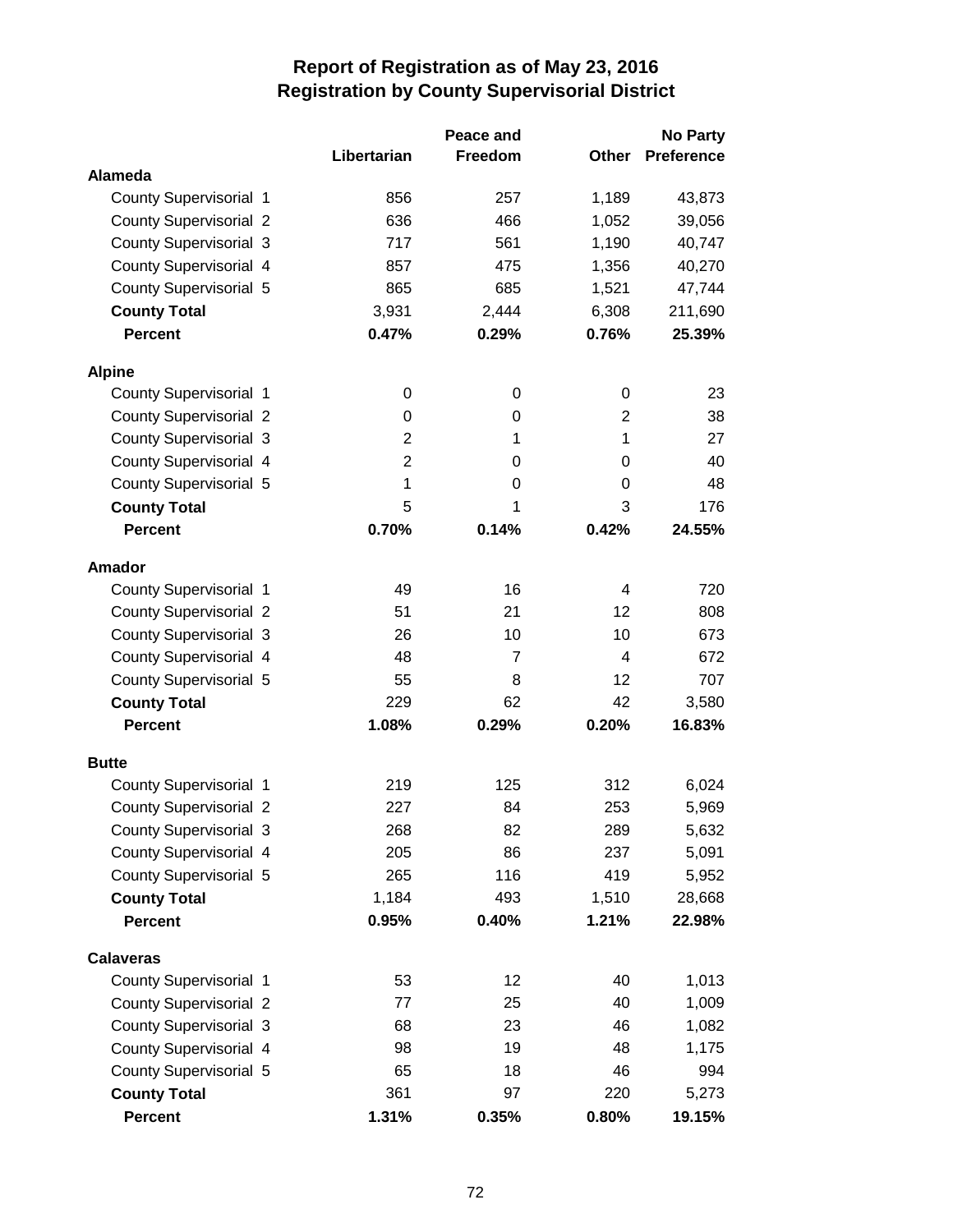# Report of Registration as of May 23, 2016
## Registration by County Supervisorial District

| | Libertarian | Peace and Freedom | Other | No Party Preference |
|---|---|---|---|---|
| **Alameda** | | | | |
| County Supervisorial 1 | 856 | 257 | 1,189 | 43,873 |
| County Supervisorial 2 | 636 | 466 | 1,052 | 39,056 |
| County Supervisorial 3 | 717 | 561 | 1,190 | 40,747 |
| County Supervisorial 4 | 857 | 475 | 1,356 | 40,270 |
| County Supervisorial 5 | 865 | 685 | 1,521 | 47,744 |
| **County Total** | 3,931 | 2,444 | 6,308 | 211,690 |
| **Percent** | **0.47%** | **0.29%** | **0.76%** | **25.39%** |
| **Alpine** | | | | |
| County Supervisorial 1 | 0 | 0 | 0 | 23 |
| County Supervisorial 2 | 0 | 0 | 2 | 38 |
| County Supervisorial 3 | 2 | 1 | 1 | 27 |
| County Supervisorial 4 | 2 | 0 | 0 | 40 |
| County Supervisorial 5 | 1 | 0 | 0 | 48 |
| **County Total** | 5 | 1 | 3 | 176 |
| **Percent** | **0.70%** | **0.14%** | **0.42%** | **24.55%** |
| **Amador** | | | | |
| County Supervisorial 1 | 49 | 16 | 4 | 720 |
| County Supervisorial 2 | 51 | 21 | 12 | 808 |
| County Supervisorial 3 | 26 | 10 | 10 | 673 |
| County Supervisorial 4 | 48 | 7 | 4 | 672 |
| County Supervisorial 5 | 55 | 8 | 12 | 707 |
| **County Total** | 229 | 62 | 42 | 3,580 |
| **Percent** | **1.08%** | **0.29%** | **0.20%** | **16.83%** |
| **Butte** | | | | |
| County Supervisorial 1 | 219 | 125 | 312 | 6,024 |
| County Supervisorial 2 | 227 | 84 | 253 | 5,969 |
| County Supervisorial 3 | 268 | 82 | 289 | 5,632 |
| County Supervisorial 4 | 205 | 86 | 237 | 5,091 |
| County Supervisorial 5 | 265 | 116 | 419 | 5,952 |
| **County Total** | 1,184 | 493 | 1,510 | 28,668 |
| **Percent** | **0.95%** | **0.40%** | **1.21%** | **22.98%** |
| **Calaveras** | | | | |
| County Supervisorial 1 | 53 | 12 | 40 | 1,013 |
| County Supervisorial 2 | 77 | 25 | 40 | 1,009 |
| County Supervisorial 3 | 68 | 23 | 46 | 1,082 |
| County Supervisorial 4 | 98 | 19 | 48 | 1,175 |
| County Supervisorial 5 | 65 | 18 | 46 | 994 |
| **County Total** | 361 | 97 | 220 | 5,273 |
| **Percent** | **1.31%** | **0.35%** | **0.80%** | **19.15%** |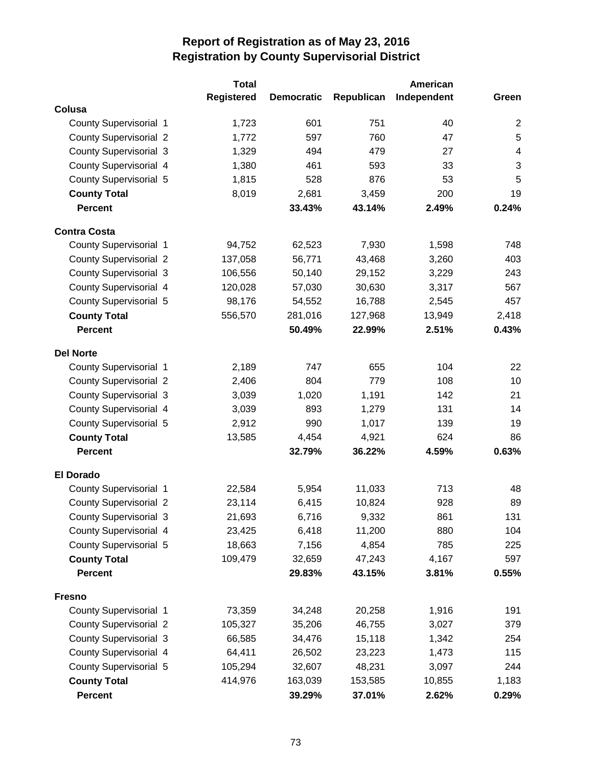# Report of Registration as of May 23, 2016
## Registration by County Supervisorial District

| | Total Registered | Democratic | Republican | American Independent | Green |
|---|---|---|---|---|---|
| **Colusa** | | | | | |
| County Supervisorial 1 | 1,723 | 601 | 751 | 40 | 2 |
| County Supervisorial 2 | 1,772 | 597 | 760 | 47 | 5 |
| County Supervisorial 3 | 1,329 | 494 | 479 | 27 | 4 |
| County Supervisorial 4 | 1,380 | 461 | 593 | 33 | 3 |
| County Supervisorial 5 | 1,815 | 528 | 876 | 53 | 5 |
| **County Total** | 8,019 | 2,681 | 3,459 | 200 | 19 |
| **Percent** | | **33.43%** | **43.14%** | **2.49%** | **0.24%** |
| **Contra Costa** | | | | | |
| County Supervisorial 1 | 94,752 | 62,523 | 7,930 | 1,598 | 748 |
| County Supervisorial 2 | 137,058 | 56,771 | 43,468 | 3,260 | 403 |
| County Supervisorial 3 | 106,556 | 50,140 | 29,152 | 3,229 | 243 |
| County Supervisorial 4 | 120,028 | 57,030 | 30,630 | 3,317 | 567 |
| County Supervisorial 5 | 98,176 | 54,552 | 16,788 | 2,545 | 457 |
| **County Total** | 556,570 | 281,016 | 127,968 | 13,949 | 2,418 |
| **Percent** | | **50.49%** | **22.99%** | **2.51%** | **0.43%** |
| **Del Norte** | | | | | |
| County Supervisorial 1 | 2,189 | 747 | 655 | 104 | 22 |
| County Supervisorial 2 | 2,406 | 804 | 779 | 108 | 10 |
| County Supervisorial 3 | 3,039 | 1,020 | 1,191 | 142 | 21 |
| County Supervisorial 4 | 3,039 | 893 | 1,279 | 131 | 14 |
| County Supervisorial 5 | 2,912 | 990 | 1,017 | 139 | 19 |
| **County Total** | 13,585 | 4,454 | 4,921 | 624 | 86 |
| **Percent** | | **32.79%** | **36.22%** | **4.59%** | **0.63%** |
| **El Dorado** | | | | | |
| County Supervisorial 1 | 22,584 | 5,954 | 11,033 | 713 | 48 |
| County Supervisorial 2 | 23,114 | 6,415 | 10,824 | 928 | 89 |
| County Supervisorial 3 | 21,693 | 6,716 | 9,332 | 861 | 131 |
| County Supervisorial 4 | 23,425 | 6,418 | 11,200 | 880 | 104 |
| County Supervisorial 5 | 18,663 | 7,156 | 4,854 | 785 | 225 |
| **County Total** | 109,479 | 32,659 | 47,243 | 4,167 | 597 |
| **Percent** | | **29.83%** | **43.15%** | **3.81%** | **0.55%** |
| **Fresno** | | | | | |
| County Supervisorial 1 | 73,359 | 34,248 | 20,258 | 1,916 | 191 |
| County Supervisorial 2 | 105,327 | 35,206 | 46,755 | 3,027 | 379 |
| County Supervisorial 3 | 66,585 | 34,476 | 15,118 | 1,342 | 254 |
| County Supervisorial 4 | 64,411 | 26,502 | 23,223 | 1,473 | 115 |
| County Supervisorial 5 | 105,294 | 32,607 | 48,231 | 3,097 | 244 |
| **County Total** | 414,976 | 163,039 | 153,585 | 10,855 | 1,183 |
| **Percent** | | **39.29%** | **37.01%** | **2.62%** | **0.29%** |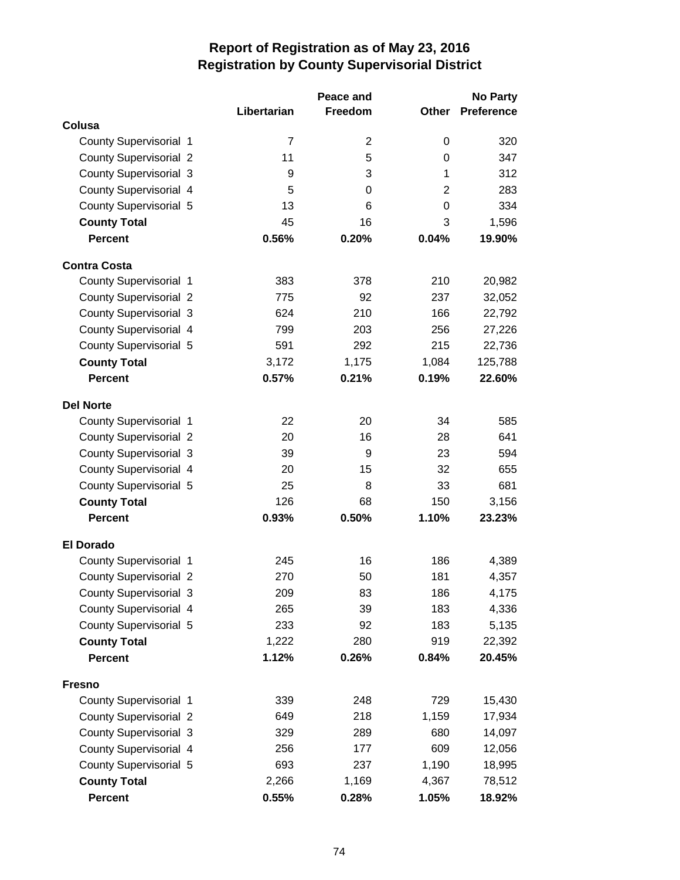# Report of Registration as of May 23, 2016
## Registration by County Supervisorial District

| | Libertarian | Peace and Freedom | Other | No Party Preference |
|---|---|---|---|---|
| **Colusa** | | | | |
| County Supervisorial 1 | 7 | 2 | 0 | 320 |
| County Supervisorial 2 | 11 | 5 | 0 | 347 |
| County Supervisorial 3 | 9 | 3 | 1 | 312 |
| County Supervisorial 4 | 5 | 0 | 2 | 283 |
| County Supervisorial 5 | 13 | 6 | 0 | 334 |
| **County Total** | 45 | 16 | 3 | 1,596 |
| **Percent** | **0.56%** | **0.20%** | **0.04%** | **19.90%** |
| **Contra Costa** | | | | |
| County Supervisorial 1 | 383 | 378 | 210 | 20,982 |
| County Supervisorial 2 | 775 | 92 | 237 | 32,052 |
| County Supervisorial 3 | 624 | 210 | 166 | 22,792 |
| County Supervisorial 4 | 799 | 203 | 256 | 27,226 |
| County Supervisorial 5 | 591 | 292 | 215 | 22,736 |
| **County Total** | 3,172 | 1,175 | 1,084 | 125,788 |
| **Percent** | **0.57%** | **0.21%** | **0.19%** | **22.60%** |
| **Del Norte** | | | | |
| County Supervisorial 1 | 22 | 20 | 34 | 585 |
| County Supervisorial 2 | 20 | 16 | 28 | 641 |
| County Supervisorial 3 | 39 | 9 | 23 | 594 |
| County Supervisorial 4 | 20 | 15 | 32 | 655 |
| County Supervisorial 5 | 25 | 8 | 33 | 681 |
| **County Total** | 126 | 68 | 150 | 3,156 |
| **Percent** | **0.93%** | **0.50%** | **1.10%** | **23.23%** |
| **El Dorado** | | | | |
| County Supervisorial 1 | 245 | 16 | 186 | 4,389 |
| County Supervisorial 2 | 270 | 50 | 181 | 4,357 |
| County Supervisorial 3 | 209 | 83 | 186 | 4,175 |
| County Supervisorial 4 | 265 | 39 | 183 | 4,336 |
| County Supervisorial 5 | 233 | 92 | 183 | 5,135 |
| **County Total** | 1,222 | 280 | 919 | 22,392 |
| **Percent** | **1.12%** | **0.26%** | **0.84%** | **20.45%** |
| **Fresno** | | | | |
| County Supervisorial 1 | 339 | 248 | 729 | 15,430 |
| County Supervisorial 2 | 649 | 218 | 1,159 | 17,934 |
| County Supervisorial 3 | 329 | 289 | 680 | 14,097 |
| County Supervisorial 4 | 256 | 177 | 609 | 12,056 |
| County Supervisorial 5 | 693 | 237 | 1,190 | 18,995 |
| **County Total** | 2,266 | 1,169 | 4,367 | 78,512 |
| **Percent** | **0.55%** | **0.28%** | **1.05%** | **18.92%** |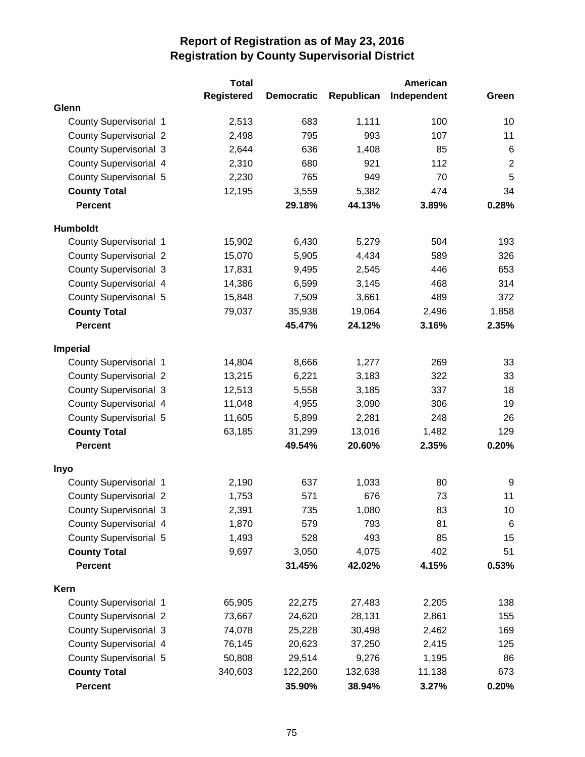# Report of Registration as of May 23, 2016
## Registration by County Supervisorial District

| | Total Registered | Democratic | Republican | American Independent | Green |
|---|---|---|---|---|---|
| **Glenn** | | | | | |
| County Supervisorial 1 | 2,513 | 683 | 1,111 | 100 | 10 |
| County Supervisorial 2 | 2,498 | 795 | 993 | 107 | 11 |
| County Supervisorial 3 | 2,644 | 636 | 1,408 | 85 | 6 |
| County Supervisorial 4 | 2,310 | 680 | 921 | 112 | 2 |
| County Supervisorial 5 | 2,230 | 765 | 949 | 70 | 5 |
| **County Total** | 12,195 | 3,559 | 5,382 | 474 | 34 |
| **Percent** | | **29.18%** | **44.13%** | **3.89%** | **0.28%** |
| **Humboldt** | | | | | |
| County Supervisorial 1 | 15,902 | 6,430 | 5,279 | 504 | 193 |
| County Supervisorial 2 | 15,070 | 5,905 | 4,434 | 589 | 326 |
| County Supervisorial 3 | 17,831 | 9,495 | 2,545 | 446 | 653 |
| County Supervisorial 4 | 14,386 | 6,599 | 3,145 | 468 | 314 |
| County Supervisorial 5 | 15,848 | 7,509 | 3,661 | 489 | 372 |
| **County Total** | 79,037 | 35,938 | 19,064 | 2,496 | 1,858 |
| **Percent** | | **45.47%** | **24.12%** | **3.16%** | **2.35%** |
| **Imperial** | | | | | |
| County Supervisorial 1 | 14,804 | 8,666 | 1,277 | 269 | 33 |
| County Supervisorial 2 | 13,215 | 6,221 | 3,183 | 322 | 33 |
| County Supervisorial 3 | 12,513 | 5,558 | 3,185 | 337 | 18 |
| County Supervisorial 4 | 11,048 | 4,955 | 3,090 | 306 | 19 |
| County Supervisorial 5 | 11,605 | 5,899 | 2,281 | 248 | 26 |
| **County Total** | 63,185 | 31,299 | 13,016 | 1,482 | 129 |
| **Percent** | | **49.54%** | **20.60%** | **2.35%** | **0.20%** |
| **Inyo** | | | | | |
| County Supervisorial 1 | 2,190 | 637 | 1,033 | 80 | 9 |
| County Supervisorial 2 | 1,753 | 571 | 676 | 73 | 11 |
| County Supervisorial 3 | 2,391 | 735 | 1,080 | 83 | 10 |
| County Supervisorial 4 | 1,870 | 579 | 793 | 81 | 6 |
| County Supervisorial 5 | 1,493 | 528 | 493 | 85 | 15 |
| **County Total** | 9,697 | 3,050 | 4,075 | 402 | 51 |
| **Percent** | | **31.45%** | **42.02%** | **4.15%** | **0.53%** |
| **Kern** | | | | | |
| County Supervisorial 1 | 65,905 | 22,275 | 27,483 | 2,205 | 138 |
| County Supervisorial 2 | 73,667 | 24,620 | 28,131 | 2,861 | 155 |
| County Supervisorial 3 | 74,078 | 25,228 | 30,498 | 2,462 | 169 |
| County Supervisorial 4 | 76,145 | 20,623 | 37,250 | 2,415 | 125 |
| County Supervisorial 5 | 50,808 | 29,514 | 9,276 | 1,195 | 86 |
| **County Total** | 340,603 | 122,260 | 132,638 | 11,138 | 673 |
| **Percent** | | **35.90%** | **38.94%** | **3.27%** | **0.20%** |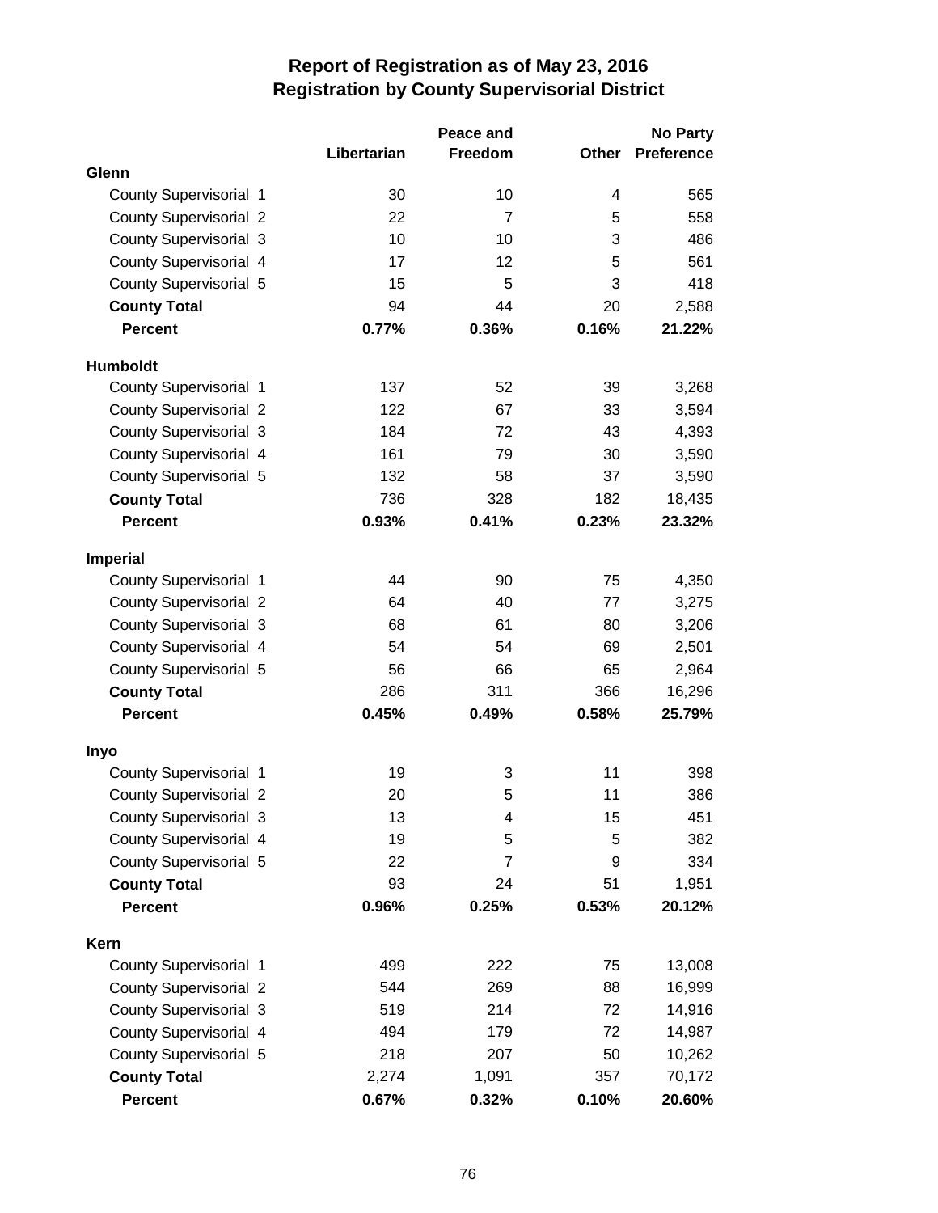# Report of Registration as of May 23, 2016
## Registration by County Supervisorial District

| | Libertarian | Peace and Freedom | Other | No Party Preference |
|---|---|---|---|---|
| **Glenn** | | | | |
| County Supervisorial 1 | 30 | 10 | 4 | 565 |
| County Supervisorial 2 | 22 | 7 | 5 | 558 |
| County Supervisorial 3 | 10 | 10 | 3 | 486 |
| County Supervisorial 4 | 17 | 12 | 5 | 561 |
| County Supervisorial 5 | 15 | 5 | 3 | 418 |
| **County Total** | 94 | 44 | 20 | 2,588 |
| **Percent** | **0.77%** | **0.36%** | **0.16%** | **21.22%** |
| **Humboldt** | | | | |
| County Supervisorial 1 | 137 | 52 | 39 | 3,268 |
| County Supervisorial 2 | 122 | 67 | 33 | 3,594 |
| County Supervisorial 3 | 184 | 72 | 43 | 4,393 |
| County Supervisorial 4 | 161 | 79 | 30 | 3,590 |
| County Supervisorial 5 | 132 | 58 | 37 | 3,590 |
| **County Total** | 736 | 328 | 182 | 18,435 |
| **Percent** | **0.93%** | **0.41%** | **0.23%** | **23.32%** |
| **Imperial** | | | | |
| County Supervisorial 1 | 44 | 90 | 75 | 4,350 |
| County Supervisorial 2 | 64 | 40 | 77 | 3,275 |
| County Supervisorial 3 | 68 | 61 | 80 | 3,206 |
| County Supervisorial 4 | 54 | 54 | 69 | 2,501 |
| County Supervisorial 5 | 56 | 66 | 65 | 2,964 |
| **County Total** | 286 | 311 | 366 | 16,296 |
| **Percent** | **0.45%** | **0.49%** | **0.58%** | **25.79%** |
| **Inyo** | | | | |
| County Supervisorial 1 | 19 | 3 | 11 | 398 |
| County Supervisorial 2 | 20 | 5 | 11 | 386 |
| County Supervisorial 3 | 13 | 4 | 15 | 451 |
| County Supervisorial 4 | 19 | 5 | 5 | 382 |
| County Supervisorial 5 | 22 | 7 | 9 | 334 |
| **County Total** | 93 | 24 | 51 | 1,951 |
| **Percent** | **0.96%** | **0.25%** | **0.53%** | **20.12%** |
| **Kern** | | | | |
| County Supervisorial 1 | 499 | 222 | 75 | 13,008 |
| County Supervisorial 2 | 544 | 269 | 88 | 16,999 |
| County Supervisorial 3 | 519 | 214 | 72 | 14,916 |
| County Supervisorial 4 | 494 | 179 | 72 | 14,987 |
| County Supervisorial 5 | 218 | 207 | 50 | 10,262 |
| **County Total** | 2,274 | 1,091 | 357 | 70,172 |
| **Percent** | **0.67%** | **0.32%** | **0.10%** | **20.60%** |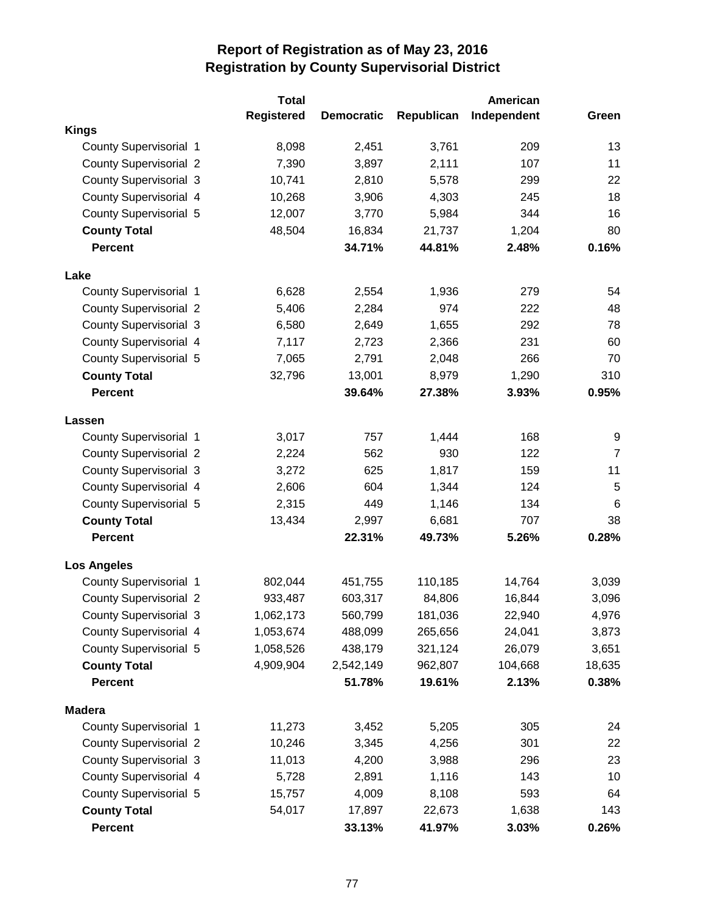# Report of Registration as of May 23, 2016
## Registration by County Supervisorial District

| | Total Registered | Democratic | Republican | American Independent | Green |
|---|---|---|---|---|---|
| **Kings** | | | | | |
| County Supervisorial 1 | 8,098 | 2,451 | 3,761 | 209 | 13 |
| County Supervisorial 2 | 7,390 | 3,897 | 2,111 | 107 | 11 |
| County Supervisorial 3 | 10,741 | 2,810 | 5,578 | 299 | 22 |
| County Supervisorial 4 | 10,268 | 3,906 | 4,303 | 245 | 18 |
| County Supervisorial 5 | 12,007 | 3,770 | 5,984 | 344 | 16 |
| **County Total** | 48,504 | 16,834 | 21,737 | 1,204 | 80 |
| **Percent** | | **34.71%** | **44.81%** | **2.48%** | **0.16%** |
| **Lake** | | | | | |
| County Supervisorial 1 | 6,628 | 2,554 | 1,936 | 279 | 54 |
| County Supervisorial 2 | 5,406 | 2,284 | 974 | 222 | 48 |
| County Supervisorial 3 | 6,580 | 2,649 | 1,655 | 292 | 78 |
| County Supervisorial 4 | 7,117 | 2,723 | 2,366 | 231 | 60 |
| County Supervisorial 5 | 7,065 | 2,791 | 2,048 | 266 | 70 |
| **County Total** | 32,796 | 13,001 | 8,979 | 1,290 | 310 |
| **Percent** | | **39.64%** | **27.38%** | **3.93%** | **0.95%** |
| **Lassen** | | | | | |
| County Supervisorial 1 | 3,017 | 757 | 1,444 | 168 | 9 |
| County Supervisorial 2 | 2,224 | 562 | 930 | 122 | 7 |
| County Supervisorial 3 | 3,272 | 625 | 1,817 | 159 | 11 |
| County Supervisorial 4 | 2,606 | 604 | 1,344 | 124 | 5 |
| County Supervisorial 5 | 2,315 | 449 | 1,146 | 134 | 6 |
| **County Total** | 13,434 | 2,997 | 6,681 | 707 | 38 |
| **Percent** | | **22.31%** | **49.73%** | **5.26%** | **0.28%** |
| **Los Angeles** | | | | | |
| County Supervisorial 1 | 802,044 | 451,755 | 110,185 | 14,764 | 3,039 |
| County Supervisorial 2 | 933,487 | 603,317 | 84,806 | 16,844 | 3,096 |
| County Supervisorial 3 | 1,062,173 | 560,799 | 181,036 | 22,940 | 4,976 |
| County Supervisorial 4 | 1,053,674 | 488,099 | 265,656 | 24,041 | 3,873 |
| County Supervisorial 5 | 1,058,526 | 438,179 | 321,124 | 26,079 | 3,651 |
| **County Total** | 4,909,904 | 2,542,149 | 962,807 | 104,668 | 18,635 |
| **Percent** | | **51.78%** | **19.61%** | **2.13%** | **0.38%** |
| **Madera** | | | | | |
| County Supervisorial 1 | 11,273 | 3,452 | 5,205 | 305 | 24 |
| County Supervisorial 2 | 10,246 | 3,345 | 4,256 | 301 | 22 |
| County Supervisorial 3 | 11,013 | 4,200 | 3,988 | 296 | 23 |
| County Supervisorial 4 | 5,728 | 2,891 | 1,116 | 143 | 10 |
| County Supervisorial 5 | 15,757 | 4,009 | 8,108 | 593 | 64 |
| **County Total** | 54,017 | 17,897 | 22,673 | 1,638 | 143 |
| **Percent** | | **33.13%** | **41.97%** | **3.03%** | **0.26%** |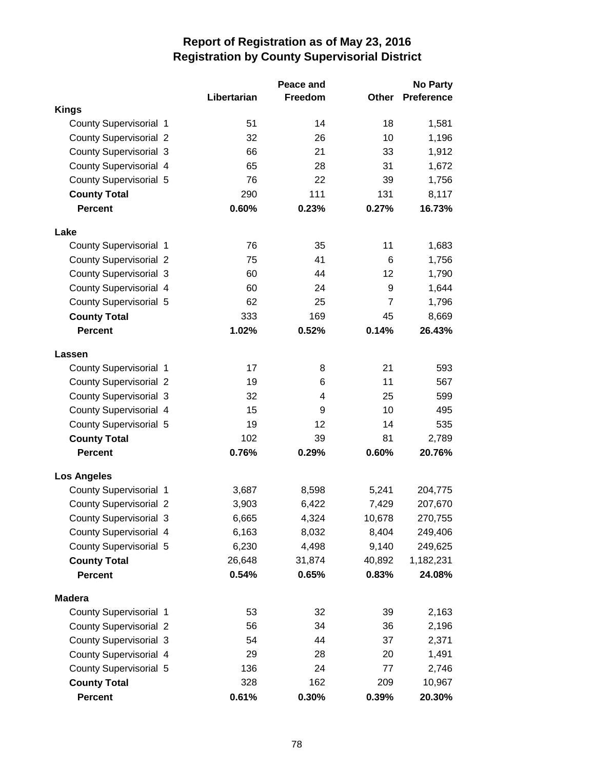# Report of Registration as of May 23, 2016
## Registration by County Supervisorial District

| | Libertarian | Peace and Freedom | Other | No Party Preference |
|---|---|---|---|---|
| **Kings** | | | | |
| County Supervisorial 1 | 51 | 14 | 18 | 1,581 |
| County Supervisorial 2 | 32 | 26 | 10 | 1,196 |
| County Supervisorial 3 | 66 | 21 | 33 | 1,912 |
| County Supervisorial 4 | 65 | 28 | 31 | 1,672 |
| County Supervisorial 5 | 76 | 22 | 39 | 1,756 |
| **County Total** | 290 | 111 | 131 | 8,117 |
| **Percent** | **0.60%** | **0.23%** | **0.27%** | **16.73%** |
| **Lake** | | | | |
| County Supervisorial 1 | 76 | 35 | 11 | 1,683 |
| County Supervisorial 2 | 75 | 41 | 6 | 1,756 |
| County Supervisorial 3 | 60 | 44 | 12 | 1,790 |
| County Supervisorial 4 | 60 | 24 | 9 | 1,644 |
| County Supervisorial 5 | 62 | 25 | 7 | 1,796 |
| **County Total** | 333 | 169 | 45 | 8,669 |
| **Percent** | **1.02%** | **0.52%** | **0.14%** | **26.43%** |
| **Lassen** | | | | |
| County Supervisorial 1 | 17 | 8 | 21 | 593 |
| County Supervisorial 2 | 19 | 6 | 11 | 567 |
| County Supervisorial 3 | 32 | 4 | 25 | 599 |
| County Supervisorial 4 | 15 | 9 | 10 | 495 |
| County Supervisorial 5 | 19 | 12 | 14 | 535 |
| **County Total** | 102 | 39 | 81 | 2,789 |
| **Percent** | **0.76%** | **0.29%** | **0.60%** | **20.76%** |
| **Los Angeles** | | | | |
| County Supervisorial 1 | 3,687 | 8,598 | 5,241 | 204,775 |
| County Supervisorial 2 | 3,903 | 6,422 | 7,429 | 207,670 |
| County Supervisorial 3 | 6,665 | 4,324 | 10,678 | 270,755 |
| County Supervisorial 4 | 6,163 | 8,032 | 8,404 | 249,406 |
| County Supervisorial 5 | 6,230 | 4,498 | 9,140 | 249,625 |
| **County Total** | 26,648 | 31,874 | 40,892 | 1,182,231 |
| **Percent** | **0.54%** | **0.65%** | **0.83%** | **24.08%** |
| **Madera** | | | | |
| County Supervisorial 1 | 53 | 32 | 39 | 2,163 |
| County Supervisorial 2 | 56 | 34 | 36 | 2,196 |
| County Supervisorial 3 | 54 | 44 | 37 | 2,371 |
| County Supervisorial 4 | 29 | 28 | 20 | 1,491 |
| County Supervisorial 5 | 136 | 24 | 77 | 2,746 |
| **County Total** | 328 | 162 | 209 | 10,967 |
| **Percent** | **0.61%** | **0.30%** | **0.39%** | **20.30%** |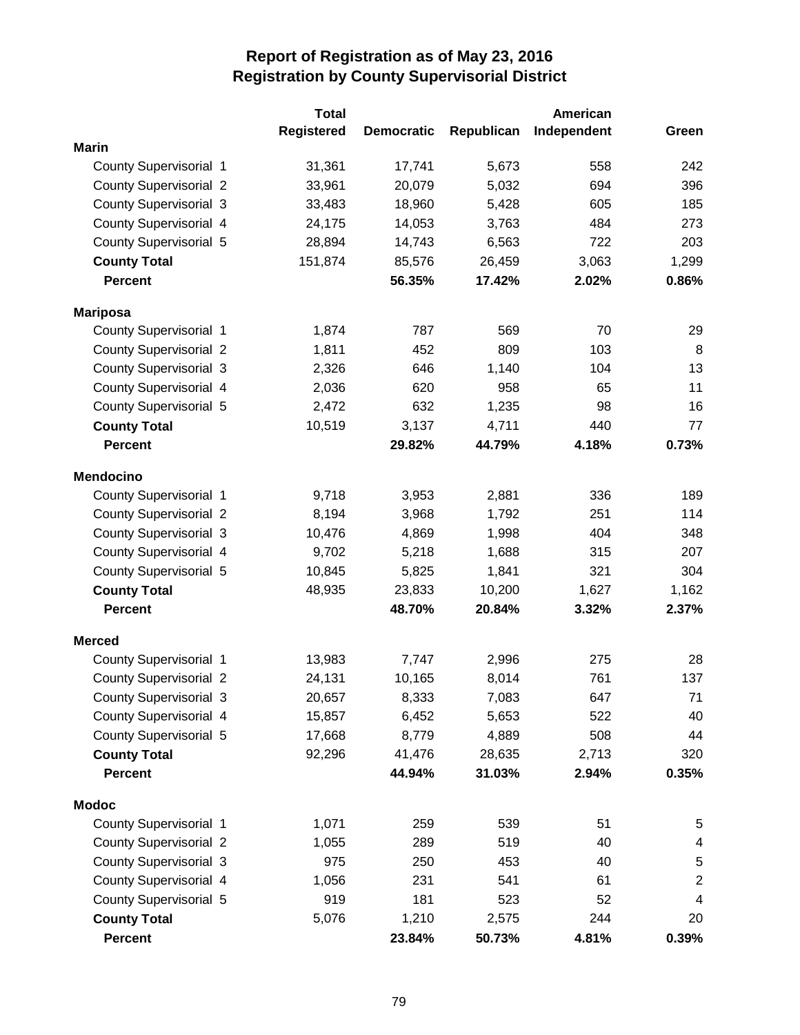# Report of Registration as of May 23, 2016
## Registration by County Supervisorial District

| | Total Registered | Democratic | Republican | American Independent | Green |
|---|---|---|---|---|---|
| **Marin** | | | | | |
| County Supervisorial 1 | 31,361 | 17,741 | 5,673 | 558 | 242 |
| County Supervisorial 2 | 33,961 | 20,079 | 5,032 | 694 | 396 |
| County Supervisorial 3 | 33,483 | 18,960 | 5,428 | 605 | 185 |
| County Supervisorial 4 | 24,175 | 14,053 | 3,763 | 484 | 273 |
| County Supervisorial 5 | 28,894 | 14,743 | 6,563 | 722 | 203 |
| **County Total** | 151,874 | 85,576 | 26,459 | 3,063 | 1,299 |
| **Percent** | | **56.35%** | **17.42%** | **2.02%** | **0.86%** |
| **Mariposa** | | | | | |
| County Supervisorial 1 | 1,874 | 787 | 569 | 70 | 29 |
| County Supervisorial 2 | 1,811 | 452 | 809 | 103 | 8 |
| County Supervisorial 3 | 2,326 | 646 | 1,140 | 104 | 13 |
| County Supervisorial 4 | 2,036 | 620 | 958 | 65 | 11 |
| County Supervisorial 5 | 2,472 | 632 | 1,235 | 98 | 16 |
| **County Total** | 10,519 | 3,137 | 4,711 | 440 | 77 |
| **Percent** | | **29.82%** | **44.79%** | **4.18%** | **0.73%** |
| **Mendocino** | | | | | |
| County Supervisorial 1 | 9,718 | 3,953 | 2,881 | 336 | 189 |
| County Supervisorial 2 | 8,194 | 3,968 | 1,792 | 251 | 114 |
| County Supervisorial 3 | 10,476 | 4,869 | 1,998 | 404 | 348 |
| County Supervisorial 4 | 9,702 | 5,218 | 1,688 | 315 | 207 |
| County Supervisorial 5 | 10,845 | 5,825 | 1,841 | 321 | 304 |
| **County Total** | 48,935 | 23,833 | 10,200 | 1,627 | 1,162 |
| **Percent** | | **48.70%** | **20.84%** | **3.32%** | **2.37%** |
| **Merced** | | | | | |
| County Supervisorial 1 | 13,983 | 7,747 | 2,996 | 275 | 28 |
| County Supervisorial 2 | 24,131 | 10,165 | 8,014 | 761 | 137 |
| County Supervisorial 3 | 20,657 | 8,333 | 7,083 | 647 | 71 |
| County Supervisorial 4 | 15,857 | 6,452 | 5,653 | 522 | 40 |
| County Supervisorial 5 | 17,668 | 8,779 | 4,889 | 508 | 44 |
| **County Total** | 92,296 | 41,476 | 28,635 | 2,713 | 320 |
| **Percent** | | **44.94%** | **31.03%** | **2.94%** | **0.35%** |
| **Modoc** | | | | | |
| County Supervisorial 1 | 1,071 | 259 | 539 | 51 | 5 |
| County Supervisorial 2 | 1,055 | 289 | 519 | 40 | 4 |
| County Supervisorial 3 | 975 | 250 | 453 | 40 | 5 |
| County Supervisorial 4 | 1,056 | 231 | 541 | 61 | 2 |
| County Supervisorial 5 | 919 | 181 | 523 | 52 | 4 |
| **County Total** | 5,076 | 1,210 | 2,575 | 244 | 20 |
| **Percent** | | **23.84%** | **50.73%** | **4.81%** | **0.39%** |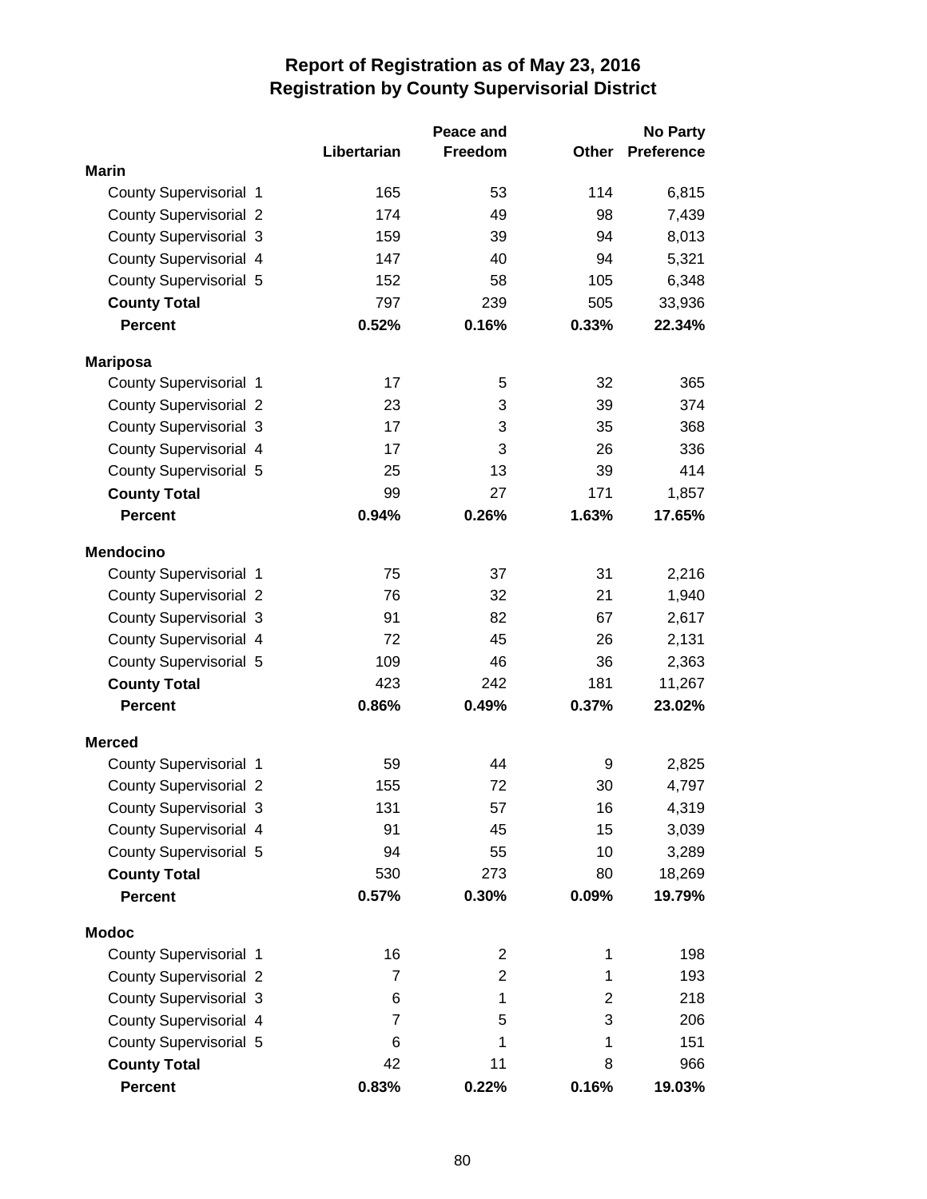# Report of Registration as of May 23, 2016
## Registration by County Supervisorial District

| | Libertarian | Peace and Freedom | Other | No Party Preference |
|---|---|---|---|---|
| **Marin** | | | | |
| County Supervisorial 1 | 165 | 53 | 114 | 6,815 |
| County Supervisorial 2 | 174 | 49 | 98 | 7,439 |
| County Supervisorial 3 | 159 | 39 | 94 | 8,013 |
| County Supervisorial 4 | 147 | 40 | 94 | 5,321 |
| County Supervisorial 5 | 152 | 58 | 105 | 6,348 |
| **County Total** | 797 | 239 | 505 | 33,936 |
| **Percent** | **0.52%** | **0.16%** | **0.33%** | **22.34%** |
| **Mariposa** | | | | |
| County Supervisorial 1 | 17 | 5 | 32 | 365 |
| County Supervisorial 2 | 23 | 3 | 39 | 374 |
| County Supervisorial 3 | 17 | 3 | 35 | 368 |
| County Supervisorial 4 | 17 | 3 | 26 | 336 |
| County Supervisorial 5 | 25 | 13 | 39 | 414 |
| **County Total** | 99 | 27 | 171 | 1,857 |
| **Percent** | **0.94%** | **0.26%** | **1.63%** | **17.65%** |
| **Mendocino** | | | | |
| County Supervisorial 1 | 75 | 37 | 31 | 2,216 |
| County Supervisorial 2 | 76 | 32 | 21 | 1,940 |
| County Supervisorial 3 | 91 | 82 | 67 | 2,617 |
| County Supervisorial 4 | 72 | 45 | 26 | 2,131 |
| County Supervisorial 5 | 109 | 46 | 36 | 2,363 |
| **County Total** | 423 | 242 | 181 | 11,267 |
| **Percent** | **0.86%** | **0.49%** | **0.37%** | **23.02%** |
| **Merced** | | | | |
| County Supervisorial 1 | 59 | 44 | 9 | 2,825 |
| County Supervisorial 2 | 155 | 72 | 30 | 4,797 |
| County Supervisorial 3 | 131 | 57 | 16 | 4,319 |
| County Supervisorial 4 | 91 | 45 | 15 | 3,039 |
| County Supervisorial 5 | 94 | 55 | 10 | 3,289 |
| **County Total** | 530 | 273 | 80 | 18,269 |
| **Percent** | **0.57%** | **0.30%** | **0.09%** | **19.79%** |
| **Modoc** | | | | |
| County Supervisorial 1 | 16 | 2 | 1 | 198 |
| County Supervisorial 2 | 7 | 2 | 1 | 193 |
| County Supervisorial 3 | 6 | 1 | 2 | 218 |
| County Supervisorial 4 | 7 | 5 | 3 | 206 |
| County Supervisorial 5 | 6 | 1 | 1 | 151 |
| **County Total** | 42 | 11 | 8 | 966 |
| **Percent** | **0.83%** | **0.22%** | **0.16%** | **19.03%** |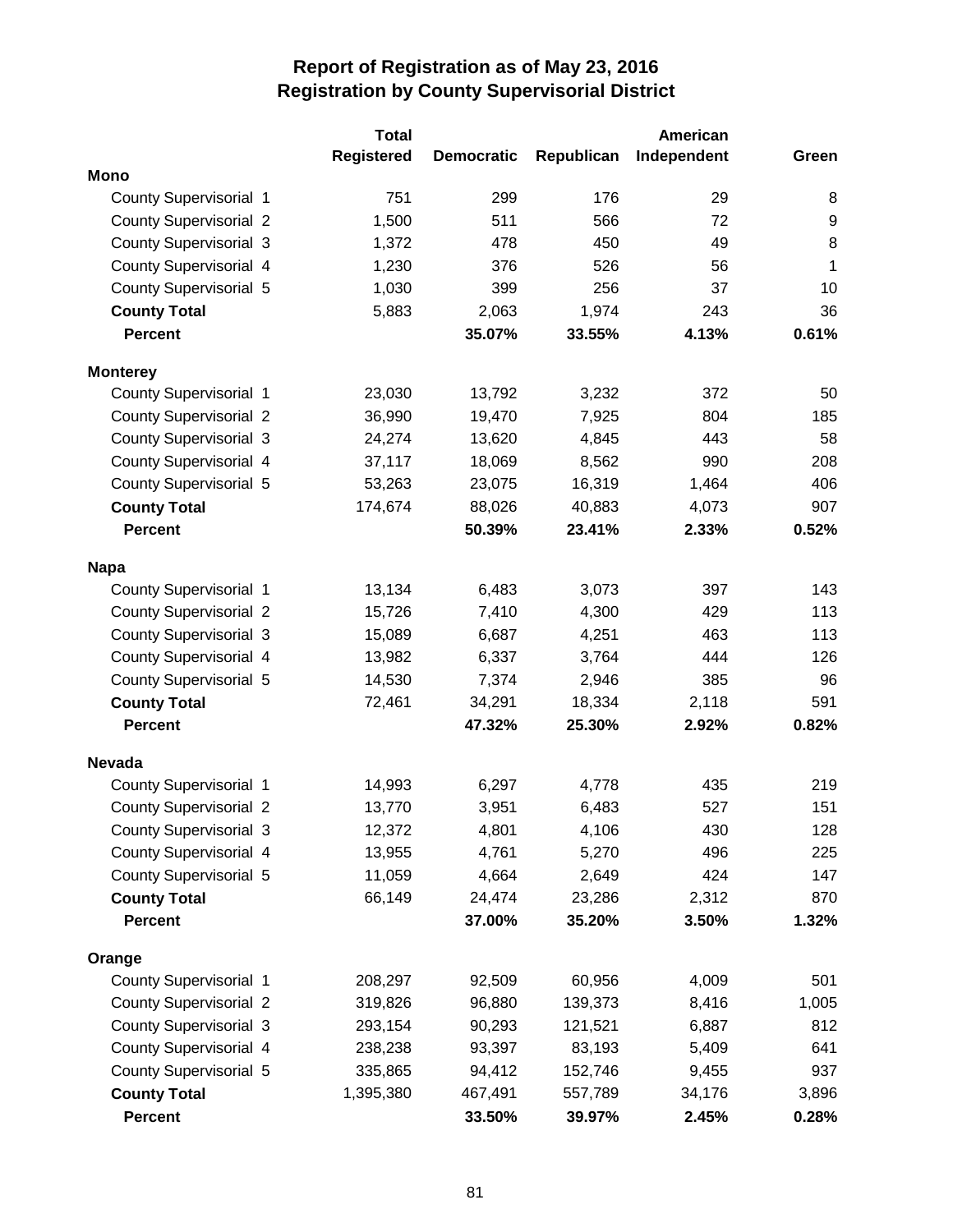# Report of Registration as of May 23, 2016
## Registration by County Supervisorial District

| | Total Registered | Democratic | Republican | American Independent | Green |
|---|---|---|---|---|---|
| **Mono** | | | | | |
| County Supervisorial 1 | 751 | 299 | 176 | 29 | 8 |
| County Supervisorial 2 | 1,500 | 511 | 566 | 72 | 9 |
| County Supervisorial 3 | 1,372 | 478 | 450 | 49 | 8 |
| County Supervisorial 4 | 1,230 | 376 | 526 | 56 | 1 |
| County Supervisorial 5 | 1,030 | 399 | 256 | 37 | 10 |
| **County Total** | 5,883 | 2,063 | 1,974 | 243 | 36 |
| **Percent** | | **35.07%** | **33.55%** | **4.13%** | **0.61%** |
| **Monterey** | | | | | |
| County Supervisorial 1 | 23,030 | 13,792 | 3,232 | 372 | 50 |
| County Supervisorial 2 | 36,990 | 19,470 | 7,925 | 804 | 185 |
| County Supervisorial 3 | 24,274 | 13,620 | 4,845 | 443 | 58 |
| County Supervisorial 4 | 37,117 | 18,069 | 8,562 | 990 | 208 |
| County Supervisorial 5 | 53,263 | 23,075 | 16,319 | 1,464 | 406 |
| **County Total** | 174,674 | 88,026 | 40,883 | 4,073 | 907 |
| **Percent** | | **50.39%** | **23.41%** | **2.33%** | **0.52%** |
| **Napa** | | | | | |
| County Supervisorial 1 | 13,134 | 6,483 | 3,073 | 397 | 143 |
| County Supervisorial 2 | 15,726 | 7,410 | 4,300 | 429 | 113 |
| County Supervisorial 3 | 15,089 | 6,687 | 4,251 | 463 | 113 |
| County Supervisorial 4 | 13,982 | 6,337 | 3,764 | 444 | 126 |
| County Supervisorial 5 | 14,530 | 7,374 | 2,946 | 385 | 96 |
| **County Total** | 72,461 | 34,291 | 18,334 | 2,118 | 591 |
| **Percent** | | **47.32%** | **25.30%** | **2.92%** | **0.82%** |
| **Nevada** | | | | | |
| County Supervisorial 1 | 14,993 | 6,297 | 4,778 | 435 | 219 |
| County Supervisorial 2 | 13,770 | 3,951 | 6,483 | 527 | 151 |
| County Supervisorial 3 | 12,372 | 4,801 | 4,106 | 430 | 128 |
| County Supervisorial 4 | 13,955 | 4,761 | 5,270 | 496 | 225 |
| County Supervisorial 5 | 11,059 | 4,664 | 2,649 | 424 | 147 |
| **County Total** | 66,149 | 24,474 | 23,286 | 2,312 | 870 |
| **Percent** | | **37.00%** | **35.20%** | **3.50%** | **1.32%** |
| **Orange** | | | | | |
| County Supervisorial 1 | 208,297 | 92,509 | 60,956 | 4,009 | 501 |
| County Supervisorial 2 | 319,826 | 96,880 | 139,373 | 8,416 | 1,005 |
| County Supervisorial 3 | 293,154 | 90,293 | 121,521 | 6,887 | 812 |
| County Supervisorial 4 | 238,238 | 93,397 | 83,193 | 5,409 | 641 |
| County Supervisorial 5 | 335,865 | 94,412 | 152,746 | 9,455 | 937 |
| **County Total** | 1,395,380 | 467,491 | 557,789 | 34,176 | 3,896 |
| **Percent** | | **33.50%** | **39.97%** | **2.45%** | **0.28%** |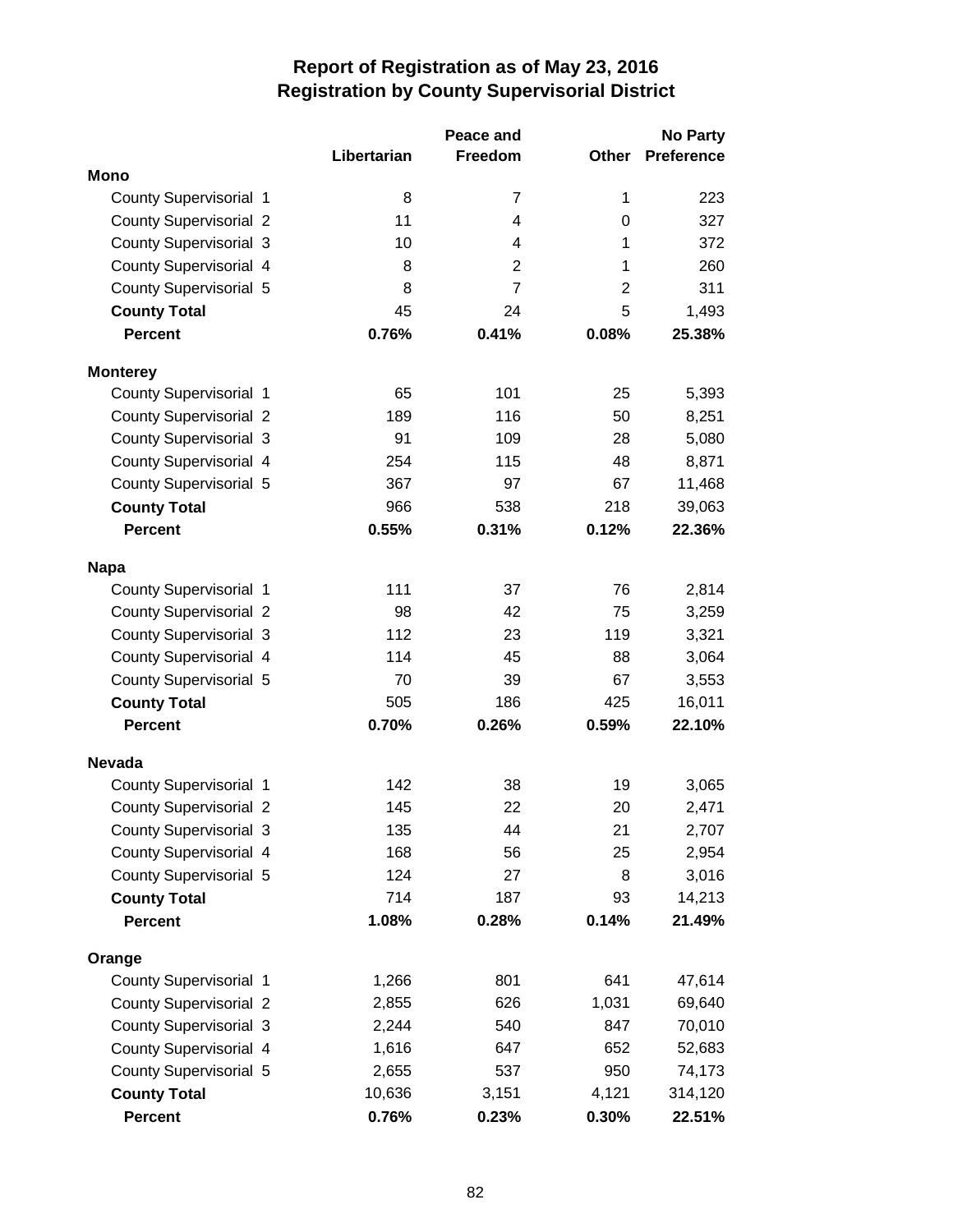# Report of Registration as of May 23, 2016
## Registration by County Supervisorial District

| | Libertarian | Peace and Freedom | Other | No Party Preference |
|---|---|---|---|---|
| **Mono** | | | | |
| County Supervisorial 1 | 8 | 7 | 1 | 223 |
| County Supervisorial 2 | 11 | 4 | 0 | 327 |
| County Supervisorial 3 | 10 | 4 | 1 | 372 |
| County Supervisorial 4 | 8 | 2 | 1 | 260 |
| County Supervisorial 5 | 8 | 7 | 2 | 311 |
| **County Total** | 45 | 24 | 5 | 1,493 |
| **Percent** | **0.76%** | **0.41%** | **0.08%** | **25.38%** |
| **Monterey** | | | | |
| County Supervisorial 1 | 65 | 101 | 25 | 5,393 |
| County Supervisorial 2 | 189 | 116 | 50 | 8,251 |
| County Supervisorial 3 | 91 | 109 | 28 | 5,080 |
| County Supervisorial 4 | 254 | 115 | 48 | 8,871 |
| County Supervisorial 5 | 367 | 97 | 67 | 11,468 |
| **County Total** | 966 | 538 | 218 | 39,063 |
| **Percent** | **0.55%** | **0.31%** | **0.12%** | **22.36%** |
| **Napa** | | | | |
| County Supervisorial 1 | 111 | 37 | 76 | 2,814 |
| County Supervisorial 2 | 98 | 42 | 75 | 3,259 |
| County Supervisorial 3 | 112 | 23 | 119 | 3,321 |
| County Supervisorial 4 | 114 | 45 | 88 | 3,064 |
| County Supervisorial 5 | 70 | 39 | 67 | 3,553 |
| **County Total** | 505 | 186 | 425 | 16,011 |
| **Percent** | **0.70%** | **0.26%** | **0.59%** | **22.10%** |
| **Nevada** | | | | |
| County Supervisorial 1 | 142 | 38 | 19 | 3,065 |
| County Supervisorial 2 | 145 | 22 | 20 | 2,471 |
| County Supervisorial 3 | 135 | 44 | 21 | 2,707 |
| County Supervisorial 4 | 168 | 56 | 25 | 2,954 |
| County Supervisorial 5 | 124 | 27 | 8 | 3,016 |
| **County Total** | 714 | 187 | 93 | 14,213 |
| **Percent** | **1.08%** | **0.28%** | **0.14%** | **21.49%** |
| **Orange** | | | | |
| County Supervisorial 1 | 1,266 | 801 | 641 | 47,614 |
| County Supervisorial 2 | 2,855 | 626 | 1,031 | 69,640 |
| County Supervisorial 3 | 2,244 | 540 | 847 | 70,010 |
| County Supervisorial 4 | 1,616 | 647 | 652 | 52,683 |
| County Supervisorial 5 | 2,655 | 537 | 950 | 74,173 |
| **County Total** | 10,636 | 3,151 | 4,121 | 314,120 |
| **Percent** | **0.76%** | **0.23%** | **0.30%** | **22.51%** |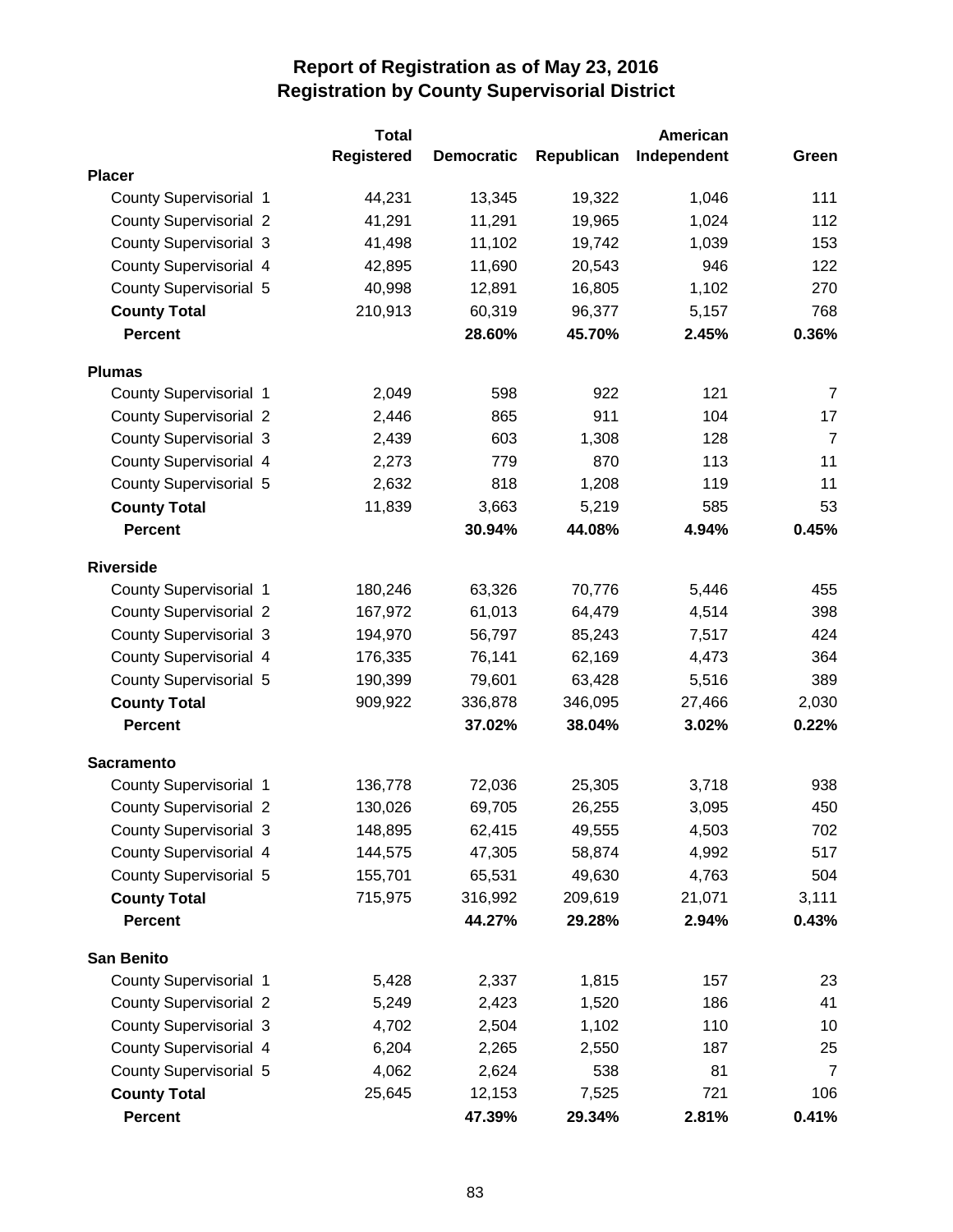# Report of Registration as of May 23, 2016
## Registration by County Supervisorial District

| | Total Registered | Democratic | Republican | American Independent | Green |
|---|---|---|---|---|---|
| **Placer** | | | | | |
| County Supervisorial 1 | 44,231 | 13,345 | 19,322 | 1,046 | 111 |
| County Supervisorial 2 | 41,291 | 11,291 | 19,965 | 1,024 | 112 |
| County Supervisorial 3 | 41,498 | 11,102 | 19,742 | 1,039 | 153 |
| County Supervisorial 4 | 42,895 | 11,690 | 20,543 | 946 | 122 |
| County Supervisorial 5 | 40,998 | 12,891 | 16,805 | 1,102 | 270 |
| **County Total** | 210,913 | 60,319 | 96,377 | 5,157 | 768 |
| **Percent** | | **28.60%** | **45.70%** | **2.45%** | **0.36%** |
| **Plumas** | | | | | |
| County Supervisorial 1 | 2,049 | 598 | 922 | 121 | 7 |
| County Supervisorial 2 | 2,446 | 865 | 911 | 104 | 17 |
| County Supervisorial 3 | 2,439 | 603 | 1,308 | 128 | 7 |
| County Supervisorial 4 | 2,273 | 779 | 870 | 113 | 11 |
| County Supervisorial 5 | 2,632 | 818 | 1,208 | 119 | 11 |
| **County Total** | 11,839 | 3,663 | 5,219 | 585 | 53 |
| **Percent** | | **30.94%** | **44.08%** | **4.94%** | **0.45%** |
| **Riverside** | | | | | |
| County Supervisorial 1 | 180,246 | 63,326 | 70,776 | 5,446 | 455 |
| County Supervisorial 2 | 167,972 | 61,013 | 64,479 | 4,514 | 398 |
| County Supervisorial 3 | 194,970 | 56,797 | 85,243 | 7,517 | 424 |
| County Supervisorial 4 | 176,335 | 76,141 | 62,169 | 4,473 | 364 |
| County Supervisorial 5 | 190,399 | 79,601 | 63,428 | 5,516 | 389 |
| **County Total** | 909,922 | 336,878 | 346,095 | 27,466 | 2,030 |
| **Percent** | | **37.02%** | **38.04%** | **3.02%** | **0.22%** |
| **Sacramento** | | | | | |
| County Supervisorial 1 | 136,778 | 72,036 | 25,305 | 3,718 | 938 |
| County Supervisorial 2 | 130,026 | 69,705 | 26,255 | 3,095 | 450 |
| County Supervisorial 3 | 148,895 | 62,415 | 49,555 | 4,503 | 702 |
| County Supervisorial 4 | 144,575 | 47,305 | 58,874 | 4,992 | 517 |
| County Supervisorial 5 | 155,701 | 65,531 | 49,630 | 4,763 | 504 |
| **County Total** | 715,975 | 316,992 | 209,619 | 21,071 | 3,111 |
| **Percent** | | **44.27%** | **29.28%** | **2.94%** | **0.43%** |
| **San Benito** | | | | | |
| County Supervisorial 1 | 5,428 | 2,337 | 1,815 | 157 | 23 |
| County Supervisorial 2 | 5,249 | 2,423 | 1,520 | 186 | 41 |
| County Supervisorial 3 | 4,702 | 2,504 | 1,102 | 110 | 10 |
| County Supervisorial 4 | 6,204 | 2,265 | 2,550 | 187 | 25 |
| County Supervisorial 5 | 4,062 | 2,624 | 538 | 81 | 7 |
| **County Total** | 25,645 | 12,153 | 7,525 | 721 | 106 |
| **Percent** | | **47.39%** | **29.34%** | **2.81%** | **0.41%** |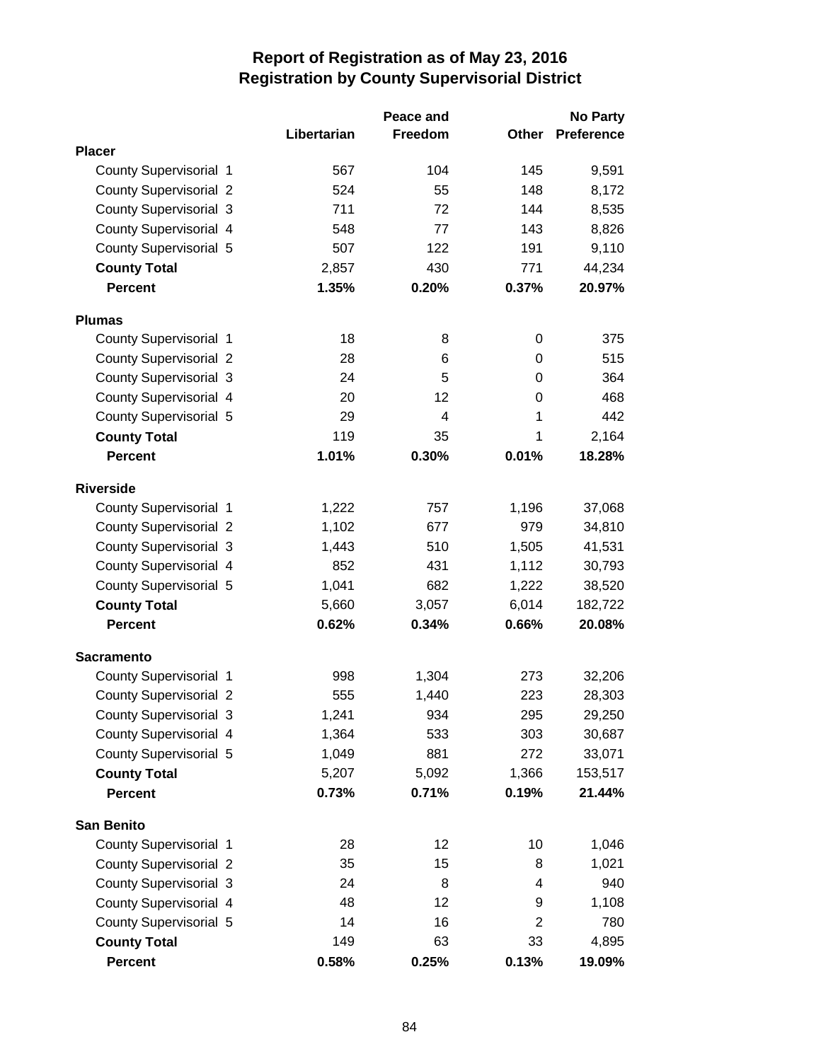# Report of Registration as of May 23, 2016
## Registration by County Supervisorial District

| | Libertarian | Peace and Freedom | Other | No Party Preference |
|---|---|---|---|---|
| **Placer** | | | | |
| County Supervisorial 1 | 567 | 104 | 145 | 9,591 |
| County Supervisorial 2 | 524 | 55 | 148 | 8,172 |
| County Supervisorial 3 | 711 | 72 | 144 | 8,535 |
| County Supervisorial 4 | 548 | 77 | 143 | 8,826 |
| County Supervisorial 5 | 507 | 122 | 191 | 9,110 |
| **County Total** | 2,857 | 430 | 771 | 44,234 |
| **Percent** | **1.35%** | **0.20%** | **0.37%** | **20.97%** |
| **Plumas** | | | | |
| County Supervisorial 1 | 18 | 8 | 0 | 375 |
| County Supervisorial 2 | 28 | 6 | 0 | 515 |
| County Supervisorial 3 | 24 | 5 | 0 | 364 |
| County Supervisorial 4 | 20 | 12 | 0 | 468 |
| County Supervisorial 5 | 29 | 4 | 1 | 442 |
| **County Total** | 119 | 35 | 1 | 2,164 |
| **Percent** | **1.01%** | **0.30%** | **0.01%** | **18.28%** |
| **Riverside** | | | | |
| County Supervisorial 1 | 1,222 | 757 | 1,196 | 37,068 |
| County Supervisorial 2 | 1,102 | 677 | 979 | 34,810 |
| County Supervisorial 3 | 1,443 | 510 | 1,505 | 41,531 |
| County Supervisorial 4 | 852 | 431 | 1,112 | 30,793 |
| County Supervisorial 5 | 1,041 | 682 | 1,222 | 38,520 |
| **County Total** | 5,660 | 3,057 | 6,014 | 182,722 |
| **Percent** | **0.62%** | **0.34%** | **0.66%** | **20.08%** |
| **Sacramento** | | | | |
| County Supervisorial 1 | 998 | 1,304 | 273 | 32,206 |
| County Supervisorial 2 | 555 | 1,440 | 223 | 28,303 |
| County Supervisorial 3 | 1,241 | 934 | 295 | 29,250 |
| County Supervisorial 4 | 1,364 | 533 | 303 | 30,687 |
| County Supervisorial 5 | 1,049 | 881 | 272 | 33,071 |
| **County Total** | 5,207 | 5,092 | 1,366 | 153,517 |
| **Percent** | **0.73%** | **0.71%** | **0.19%** | **21.44%** |
| **San Benito** | | | | |
| County Supervisorial 1 | 28 | 12 | 10 | 1,046 |
| County Supervisorial 2 | 35 | 15 | 8 | 1,021 |
| County Supervisorial 3 | 24 | 8 | 4 | 940 |
| County Supervisorial 4 | 48 | 12 | 9 | 1,108 |
| County Supervisorial 5 | 14 | 16 | 2 | 780 |
| **County Total** | 149 | 63 | 33 | 4,895 |
| **Percent** | **0.58%** | **0.25%** | **0.13%** | **19.09%** |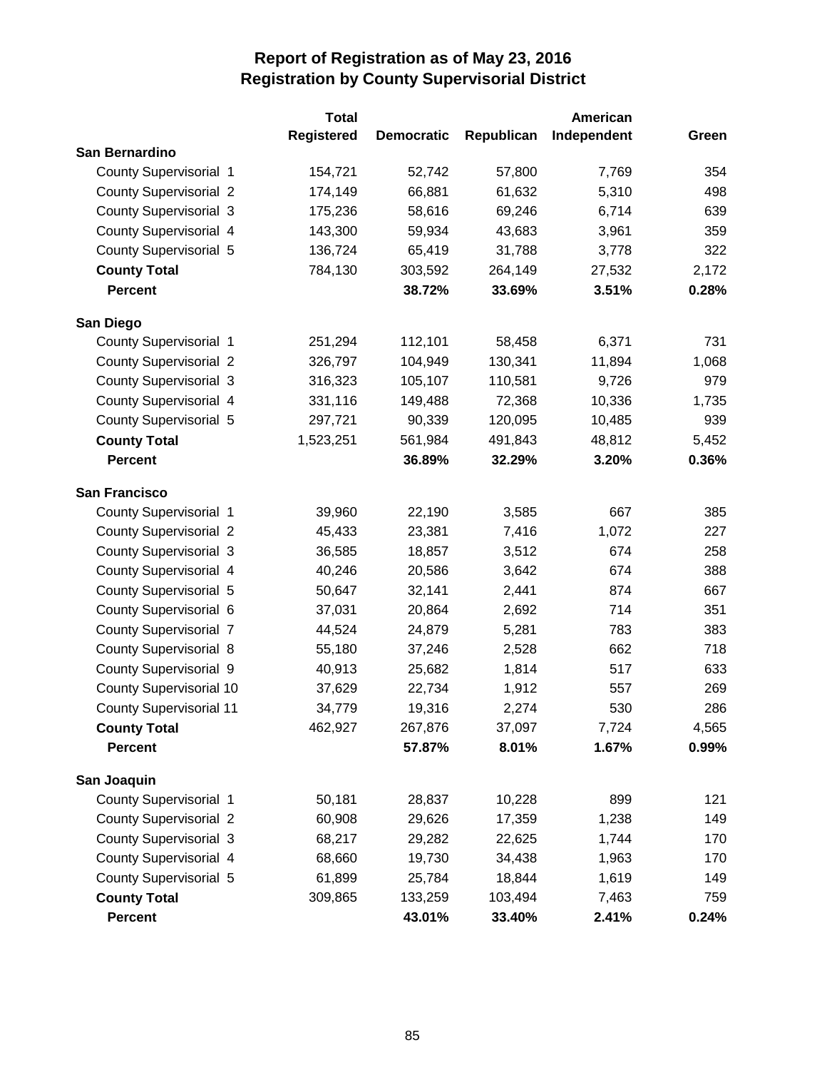# Report of Registration as of May 23, 2016
## Registration by County Supervisorial District

| | Total Registered | Democratic | Republican | American Independent | Green |
|---|---|---|---|---|---|
| **San Bernardino** | | | | | |
| County Supervisorial 1 | 154,721 | 52,742 | 57,800 | 7,769 | 354 |
| County Supervisorial 2 | 174,149 | 66,881 | 61,632 | 5,310 | 498 |
| County Supervisorial 3 | 175,236 | 58,616 | 69,246 | 6,714 | 639 |
| County Supervisorial 4 | 143,300 | 59,934 | 43,683 | 3,961 | 359 |
| County Supervisorial 5 | 136,724 | 65,419 | 31,788 | 3,778 | 322 |
| **County Total** | 784,130 | 303,592 | 264,149 | 27,532 | 2,172 |
| **Percent** | | **38.72%** | **33.69%** | **3.51%** | **0.28%** |
| **San Diego** | | | | | |
| County Supervisorial 1 | 251,294 | 112,101 | 58,458 | 6,371 | 731 |
| County Supervisorial 2 | 326,797 | 104,949 | 130,341 | 11,894 | 1,068 |
| County Supervisorial 3 | 316,323 | 105,107 | 110,581 | 9,726 | 979 |
| County Supervisorial 4 | 331,116 | 149,488 | 72,368 | 10,336 | 1,735 |
| County Supervisorial 5 | 297,721 | 90,339 | 120,095 | 10,485 | 939 |
| **County Total** | 1,523,251 | 561,984 | 491,843 | 48,812 | 5,452 |
| **Percent** | | **36.89%** | **32.29%** | **3.20%** | **0.36%** |
| **San Francisco** | | | | | |
| County Supervisorial 1 | 39,960 | 22,190 | 3,585 | 667 | 385 |
| County Supervisorial 2 | 45,433 | 23,381 | 7,416 | 1,072 | 227 |
| County Supervisorial 3 | 36,585 | 18,857 | 3,512 | 674 | 258 |
| County Supervisorial 4 | 40,246 | 20,586 | 3,642 | 674 | 388 |
| County Supervisorial 5 | 50,647 | 32,141 | 2,441 | 874 | 667 |
| County Supervisorial 6 | 37,031 | 20,864 | 2,692 | 714 | 351 |
| County Supervisorial 7 | 44,524 | 24,879 | 5,281 | 783 | 383 |
| County Supervisorial 8 | 55,180 | 37,246 | 2,528 | 662 | 718 |
| County Supervisorial 9 | 40,913 | 25,682 | 1,814 | 517 | 633 |
| County Supervisorial 10 | 37,629 | 22,734 | 1,912 | 557 | 269 |
| County Supervisorial 11 | 34,779 | 19,316 | 2,274 | 530 | 286 |
| **County Total** | 462,927 | 267,876 | 37,097 | 7,724 | 4,565 |
| **Percent** | | **57.87%** | **8.01%** | **1.67%** | **0.99%** |
| **San Joaquin** | | | | | |
| County Supervisorial 1 | 50,181 | 28,837 | 10,228 | 899 | 121 |
| County Supervisorial 2 | 60,908 | 29,626 | 17,359 | 1,238 | 149 |
| County Supervisorial 3 | 68,217 | 29,282 | 22,625 | 1,744 | 170 |
| County Supervisorial 4 | 68,660 | 19,730 | 34,438 | 1,963 | 170 |
| County Supervisorial 5 | 61,899 | 25,784 | 18,844 | 1,619 | 149 |
| **County Total** | 309,865 | 133,259 | 103,494 | 7,463 | 759 |
| **Percent** | | **43.01%** | **33.40%** | **2.41%** | **0.24%** |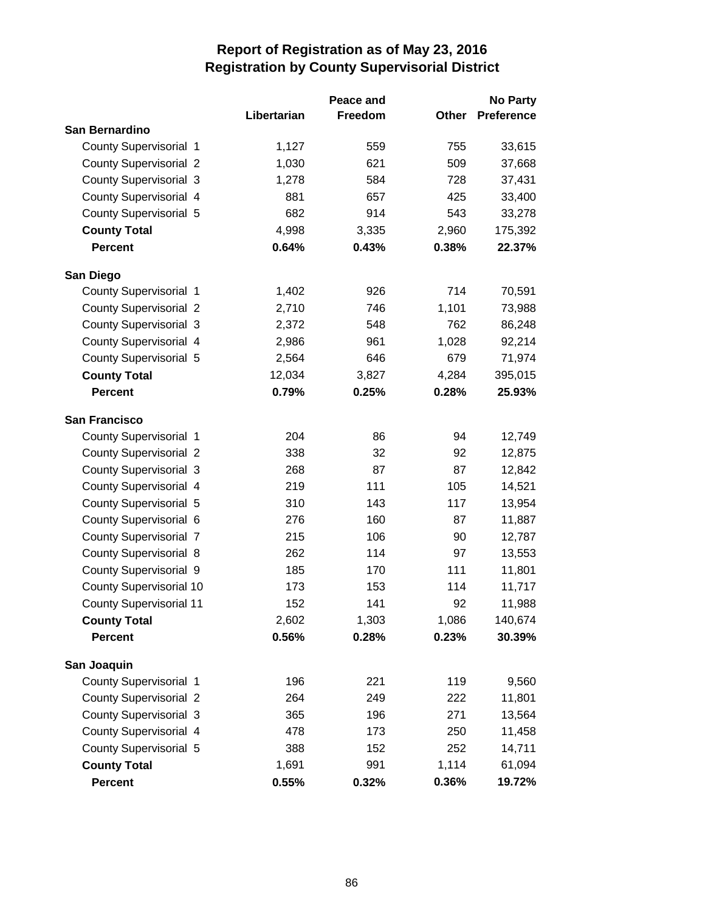# Report of Registration as of May 23, 2016
## Registration by County Supervisorial District

| | Libertarian | Peace and Freedom | Other | No Party Preference |
|---|---|---|---|---|
| **San Bernardino** | | | | |
| County Supervisorial 1 | 1,127 | 559 | 755 | 33,615 |
| County Supervisorial 2 | 1,030 | 621 | 509 | 37,668 |
| County Supervisorial 3 | 1,278 | 584 | 728 | 37,431 |
| County Supervisorial 4 | 881 | 657 | 425 | 33,400 |
| County Supervisorial 5 | 682 | 914 | 543 | 33,278 |
| **County Total** | 4,998 | 3,335 | 2,960 | 175,392 |
| **Percent** | **0.64%** | **0.43%** | **0.38%** | **22.37%** |
| **San Diego** | | | | |
| County Supervisorial 1 | 1,402 | 926 | 714 | 70,591 |
| County Supervisorial 2 | 2,710 | 746 | 1,101 | 73,988 |
| County Supervisorial 3 | 2,372 | 548 | 762 | 86,248 |
| County Supervisorial 4 | 2,986 | 961 | 1,028 | 92,214 |
| County Supervisorial 5 | 2,564 | 646 | 679 | 71,974 |
| **County Total** | 12,034 | 3,827 | 4,284 | 395,015 |
| **Percent** | **0.79%** | **0.25%** | **0.28%** | **25.93%** |
| **San Francisco** | | | | |
| County Supervisorial 1 | 204 | 86 | 94 | 12,749 |
| County Supervisorial 2 | 338 | 32 | 92 | 12,875 |
| County Supervisorial 3 | 268 | 87 | 87 | 12,842 |
| County Supervisorial 4 | 219 | 111 | 105 | 14,521 |
| County Supervisorial 5 | 310 | 143 | 117 | 13,954 |
| County Supervisorial 6 | 276 | 160 | 87 | 11,887 |
| County Supervisorial 7 | 215 | 106 | 90 | 12,787 |
| County Supervisorial 8 | 262 | 114 | 97 | 13,553 |
| County Supervisorial 9 | 185 | 170 | 111 | 11,801 |
| County Supervisorial 10 | 173 | 153 | 114 | 11,717 |
| County Supervisorial 11 | 152 | 141 | 92 | 11,988 |
| **County Total** | 2,602 | 1,303 | 1,086 | 140,674 |
| **Percent** | **0.56%** | **0.28%** | **0.23%** | **30.39%** |
| **San Joaquin** | | | | |
| County Supervisorial 1 | 196 | 221 | 119 | 9,560 |
| County Supervisorial 2 | 264 | 249 | 222 | 11,801 |
| County Supervisorial 3 | 365 | 196 | 271 | 13,564 |
| County Supervisorial 4 | 478 | 173 | 250 | 11,458 |
| County Supervisorial 5 | 388 | 152 | 252 | 14,711 |
| **County Total** | 1,691 | 991 | 1,114 | 61,094 |
| **Percent** | **0.55%** | **0.32%** | **0.36%** | **19.72%** |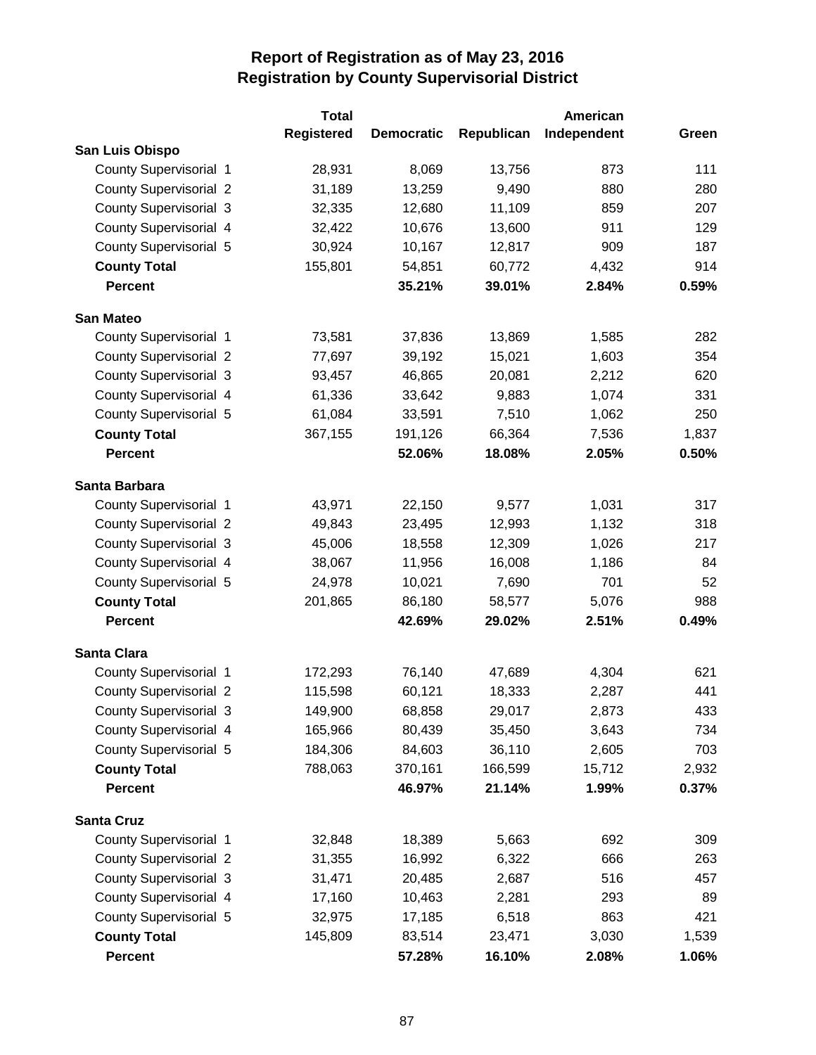# Report of Registration as of May 23, 2016
## Registration by County Supervisorial District

| | Total Registered | Democratic | Republican | American Independent | Green |
|---|---|---|---|---|---|
| **San Luis Obispo** | | | | | |
| County Supervisorial 1 | 28,931 | 8,069 | 13,756 | 873 | 111 |
| County Supervisorial 2 | 31,189 | 13,259 | 9,490 | 880 | 280 |
| County Supervisorial 3 | 32,335 | 12,680 | 11,109 | 859 | 207 |
| County Supervisorial 4 | 32,422 | 10,676 | 13,600 | 911 | 129 |
| County Supervisorial 5 | 30,924 | 10,167 | 12,817 | 909 | 187 |
| **County Total** | 155,801 | 54,851 | 60,772 | 4,432 | 914 |
| **Percent** | | **35.21%** | **39.01%** | **2.84%** | **0.59%** |
| **San Mateo** | | | | | |
| County Supervisorial 1 | 73,581 | 37,836 | 13,869 | 1,585 | 282 |
| County Supervisorial 2 | 77,697 | 39,192 | 15,021 | 1,603 | 354 |
| County Supervisorial 3 | 93,457 | 46,865 | 20,081 | 2,212 | 620 |
| County Supervisorial 4 | 61,336 | 33,642 | 9,883 | 1,074 | 331 |
| County Supervisorial 5 | 61,084 | 33,591 | 7,510 | 1,062 | 250 |
| **County Total** | 367,155 | 191,126 | 66,364 | 7,536 | 1,837 |
| **Percent** | | **52.06%** | **18.08%** | **2.05%** | **0.50%** |
| **Santa Barbara** | | | | | |
| County Supervisorial 1 | 43,971 | 22,150 | 9,577 | 1,031 | 317 |
| County Supervisorial 2 | 49,843 | 23,495 | 12,993 | 1,132 | 318 |
| County Supervisorial 3 | 45,006 | 18,558 | 12,309 | 1,026 | 217 |
| County Supervisorial 4 | 38,067 | 11,956 | 16,008 | 1,186 | 84 |
| County Supervisorial 5 | 24,978 | 10,021 | 7,690 | 701 | 52 |
| **County Total** | 201,865 | 86,180 | 58,577 | 5,076 | 988 |
| **Percent** | | **42.69%** | **29.02%** | **2.51%** | **0.49%** |
| **Santa Clara** | | | | | |
| County Supervisorial 1 | 172,293 | 76,140 | 47,689 | 4,304 | 621 |
| County Supervisorial 2 | 115,598 | 60,121 | 18,333 | 2,287 | 441 |
| County Supervisorial 3 | 149,900 | 68,858 | 29,017 | 2,873 | 433 |
| County Supervisorial 4 | 165,966 | 80,439 | 35,450 | 3,643 | 734 |
| County Supervisorial 5 | 184,306 | 84,603 | 36,110 | 2,605 | 703 |
| **County Total** | 788,063 | 370,161 | 166,599 | 15,712 | 2,932 |
| **Percent** | | **46.97%** | **21.14%** | **1.99%** | **0.37%** |
| **Santa Cruz** | | | | | |
| County Supervisorial 1 | 32,848 | 18,389 | 5,663 | 692 | 309 |
| County Supervisorial 2 | 31,355 | 16,992 | 6,322 | 666 | 263 |
| County Supervisorial 3 | 31,471 | 20,485 | 2,687 | 516 | 457 |
| County Supervisorial 4 | 17,160 | 10,463 | 2,281 | 293 | 89 |
| County Supervisorial 5 | 32,975 | 17,185 | 6,518 | 863 | 421 |
| **County Total** | 145,809 | 83,514 | 23,471 | 3,030 | 1,539 |
| **Percent** | | **57.28%** | **16.10%** | **2.08%** | **1.06%** |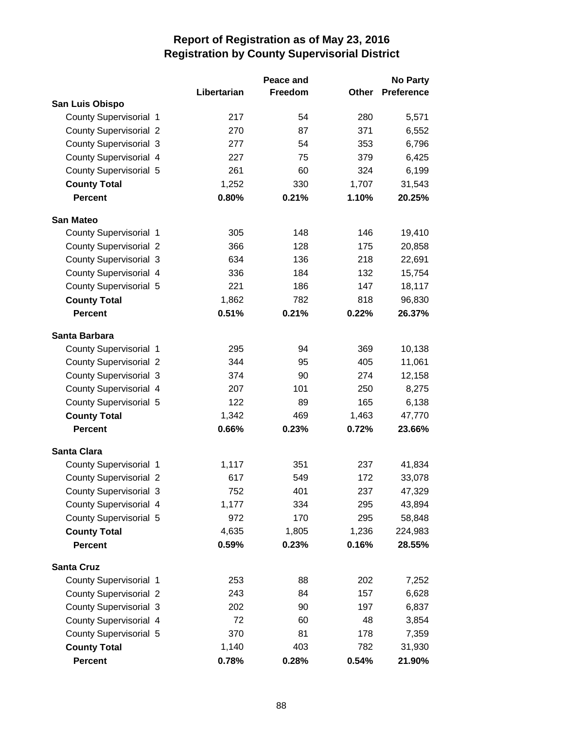# Report of Registration as of May 23, 2016
## Registration by County Supervisorial District

| | Libertarian | Peace and Freedom | Other | No Party Preference |
|---|---|---|---|---|
| **San Luis Obispo** | | | | |
| County Supervisorial 1 | 217 | 54 | 280 | 5,571 |
| County Supervisorial 2 | 270 | 87 | 371 | 6,552 |
| County Supervisorial 3 | 277 | 54 | 353 | 6,796 |
| County Supervisorial 4 | 227 | 75 | 379 | 6,425 |
| County Supervisorial 5 | 261 | 60 | 324 | 6,199 |
| **County Total** | 1,252 | 330 | 1,707 | 31,543 |
| **Percent** | **0.80%** | **0.21%** | **1.10%** | **20.25%** |
| **San Mateo** | | | | |
| County Supervisorial 1 | 305 | 148 | 146 | 19,410 |
| County Supervisorial 2 | 366 | 128 | 175 | 20,858 |
| County Supervisorial 3 | 634 | 136 | 218 | 22,691 |
| County Supervisorial 4 | 336 | 184 | 132 | 15,754 |
| County Supervisorial 5 | 221 | 186 | 147 | 18,117 |
| **County Total** | 1,862 | 782 | 818 | 96,830 |
| **Percent** | **0.51%** | **0.21%** | **0.22%** | **26.37%** |
| **Santa Barbara** | | | | |
| County Supervisorial 1 | 295 | 94 | 369 | 10,138 |
| County Supervisorial 2 | 344 | 95 | 405 | 11,061 |
| County Supervisorial 3 | 374 | 90 | 274 | 12,158 |
| County Supervisorial 4 | 207 | 101 | 250 | 8,275 |
| County Supervisorial 5 | 122 | 89 | 165 | 6,138 |
| **County Total** | 1,342 | 469 | 1,463 | 47,770 |
| **Percent** | **0.66%** | **0.23%** | **0.72%** | **23.66%** |
| **Santa Clara** | | | | |
| County Supervisorial 1 | 1,117 | 351 | 237 | 41,834 |
| County Supervisorial 2 | 617 | 549 | 172 | 33,078 |
| County Supervisorial 3 | 752 | 401 | 237 | 47,329 |
| County Supervisorial 4 | 1,177 | 334 | 295 | 43,894 |
| County Supervisorial 5 | 972 | 170 | 295 | 58,848 |
| **County Total** | 4,635 | 1,805 | 1,236 | 224,983 |
| **Percent** | **0.59%** | **0.23%** | **0.16%** | **28.55%** |
| **Santa Cruz** | | | | |
| County Supervisorial 1 | 253 | 88 | 202 | 7,252 |
| County Supervisorial 2 | 243 | 84 | 157 | 6,628 |
| County Supervisorial 3 | 202 | 90 | 197 | 6,837 |
| County Supervisorial 4 | 72 | 60 | 48 | 3,854 |
| County Supervisorial 5 | 370 | 81 | 178 | 7,359 |
| **County Total** | 1,140 | 403 | 782 | 31,930 |
| **Percent** | **0.78%** | **0.28%** | **0.54%** | **21.90%** |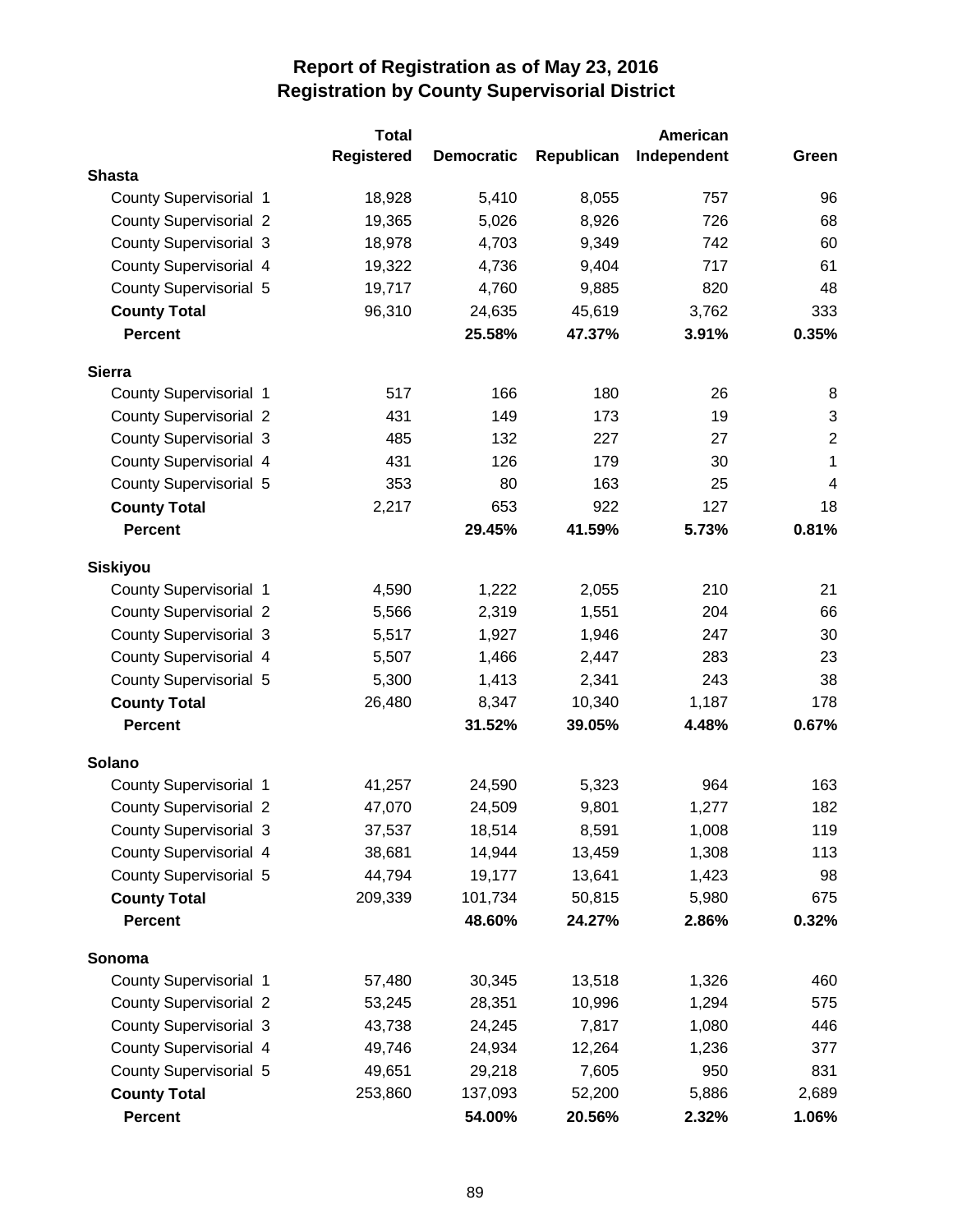# Report of Registration as of May 23, 2016
## Registration by County Supervisorial District

| | Total Registered | Democratic | Republican | American Independent | Green |
|---|---|---|---|---|---|
| **Shasta** | | | | | |
| County Supervisorial 1 | 18,928 | 5,410 | 8,055 | 757 | 96 |
| County Supervisorial 2 | 19,365 | 5,026 | 8,926 | 726 | 68 |
| County Supervisorial 3 | 18,978 | 4,703 | 9,349 | 742 | 60 |
| County Supervisorial 4 | 19,322 | 4,736 | 9,404 | 717 | 61 |
| County Supervisorial 5 | 19,717 | 4,760 | 9,885 | 820 | 48 |
| **County Total** | 96,310 | 24,635 | 45,619 | 3,762 | 333 |
| **Percent** | | **25.58%** | **47.37%** | **3.91%** | **0.35%** |
| **Sierra** | | | | | |
| County Supervisorial 1 | 517 | 166 | 180 | 26 | 8 |
| County Supervisorial 2 | 431 | 149 | 173 | 19 | 3 |
| County Supervisorial 3 | 485 | 132 | 227 | 27 | 2 |
| County Supervisorial 4 | 431 | 126 | 179 | 30 | 1 |
| County Supervisorial 5 | 353 | 80 | 163 | 25 | 4 |
| **County Total** | 2,217 | 653 | 922 | 127 | 18 |
| **Percent** | | **29.45%** | **41.59%** | **5.73%** | **0.81%** |
| **Siskiyou** | | | | | |
| County Supervisorial 1 | 4,590 | 1,222 | 2,055 | 210 | 21 |
| County Supervisorial 2 | 5,566 | 2,319 | 1,551 | 204 | 66 |
| County Supervisorial 3 | 5,517 | 1,927 | 1,946 | 247 | 30 |
| County Supervisorial 4 | 5,507 | 1,466 | 2,447 | 283 | 23 |
| County Supervisorial 5 | 5,300 | 1,413 | 2,341 | 243 | 38 |
| **County Total** | 26,480 | 8,347 | 10,340 | 1,187 | 178 |
| **Percent** | | **31.52%** | **39.05%** | **4.48%** | **0.67%** |
| **Solano** | | | | | |
| County Supervisorial 1 | 41,257 | 24,590 | 5,323 | 964 | 163 |
| County Supervisorial 2 | 47,070 | 24,509 | 9,801 | 1,277 | 182 |
| County Supervisorial 3 | 37,537 | 18,514 | 8,591 | 1,008 | 119 |
| County Supervisorial 4 | 38,681 | 14,944 | 13,459 | 1,308 | 113 |
| County Supervisorial 5 | 44,794 | 19,177 | 13,641 | 1,423 | 98 |
| **County Total** | 209,339 | 101,734 | 50,815 | 5,980 | 675 |
| **Percent** | | **48.60%** | **24.27%** | **2.86%** | **0.32%** |
| **Sonoma** | | | | | |
| County Supervisorial 1 | 57,480 | 30,345 | 13,518 | 1,326 | 460 |
| County Supervisorial 2 | 53,245 | 28,351 | 10,996 | 1,294 | 575 |
| County Supervisorial 3 | 43,738 | 24,245 | 7,817 | 1,080 | 446 |
| County Supervisorial 4 | 49,746 | 24,934 | 12,264 | 1,236 | 377 |
| County Supervisorial 5 | 49,651 | 29,218 | 7,605 | 950 | 831 |
| **County Total** | 253,860 | 137,093 | 52,200 | 5,886 | 2,689 |
| **Percent** | | **54.00%** | **20.56%** | **2.32%** | **1.06%** |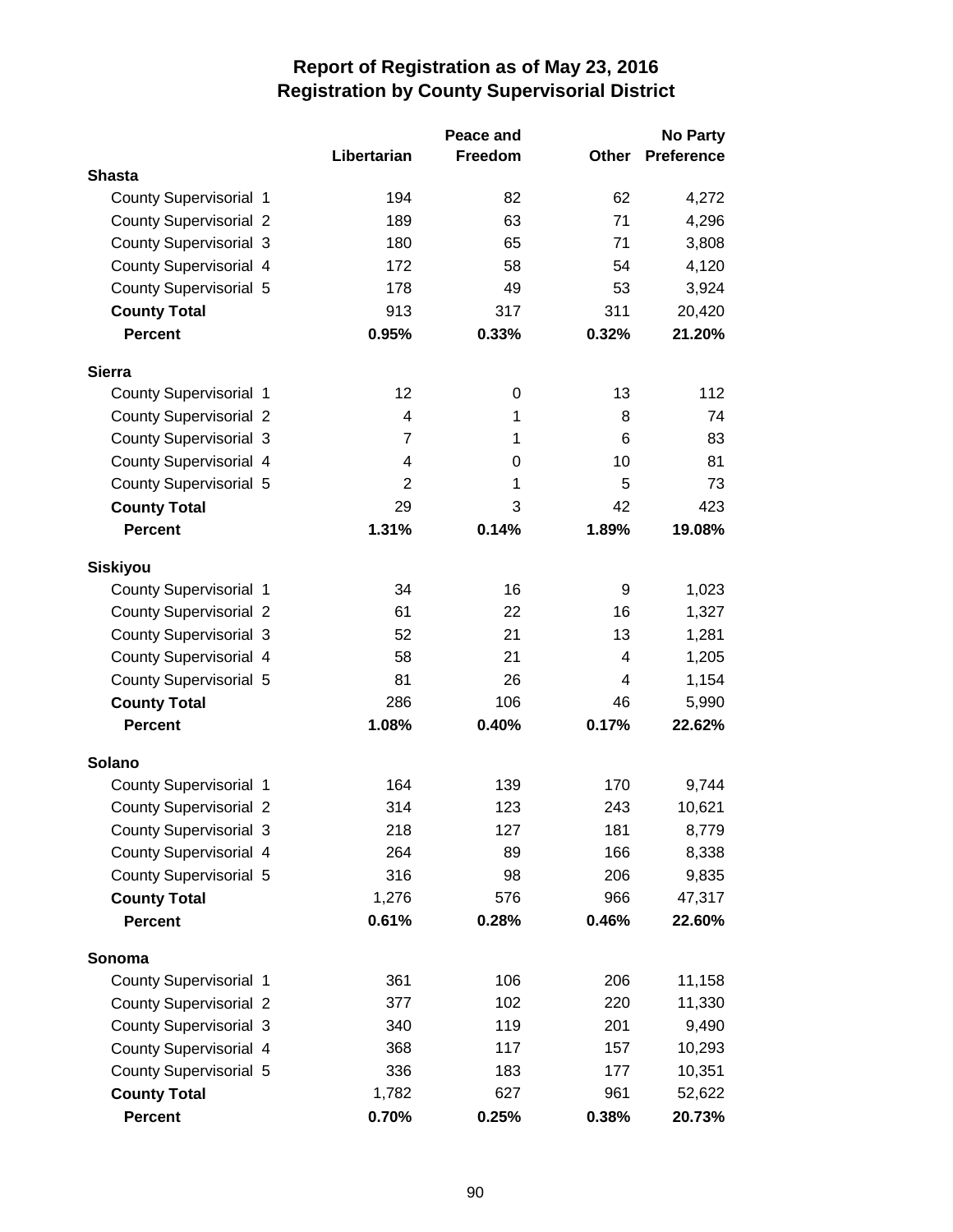# Report of Registration as of May 23, 2016
## Registration by County Supervisorial District

| | Libertarian | Peace and Freedom | Other | No Party Preference |
|---|---|---|---|---|
| **Shasta** | | | | |
| County Supervisorial 1 | 194 | 82 | 62 | 4,272 |
| County Supervisorial 2 | 189 | 63 | 71 | 4,296 |
| County Supervisorial 3 | 180 | 65 | 71 | 3,808 |
| County Supervisorial 4 | 172 | 58 | 54 | 4,120 |
| County Supervisorial 5 | 178 | 49 | 53 | 3,924 |
| **County Total** | 913 | 317 | 311 | 20,420 |
| **Percent** | **0.95%** | **0.33%** | **0.32%** | **21.20%** |
| **Sierra** | | | | |
| County Supervisorial 1 | 12 | 0 | 13 | 112 |
| County Supervisorial 2 | 4 | 1 | 8 | 74 |
| County Supervisorial 3 | 7 | 1 | 6 | 83 |
| County Supervisorial 4 | 4 | 0 | 10 | 81 |
| County Supervisorial 5 | 2 | 1 | 5 | 73 |
| **County Total** | 29 | 3 | 42 | 423 |
| **Percent** | **1.31%** | **0.14%** | **1.89%** | **19.08%** |
| **Siskiyou** | | | | |
| County Supervisorial 1 | 34 | 16 | 9 | 1,023 |
| County Supervisorial 2 | 61 | 22 | 16 | 1,327 |
| County Supervisorial 3 | 52 | 21 | 13 | 1,281 |
| County Supervisorial 4 | 58 | 21 | 4 | 1,205 |
| County Supervisorial 5 | 81 | 26 | 4 | 1,154 |
| **County Total** | 286 | 106 | 46 | 5,990 |
| **Percent** | **1.08%** | **0.40%** | **0.17%** | **22.62%** |
| **Solano** | | | | |
| County Supervisorial 1 | 164 | 139 | 170 | 9,744 |
| County Supervisorial 2 | 314 | 123 | 243 | 10,621 |
| County Supervisorial 3 | 218 | 127 | 181 | 8,779 |
| County Supervisorial 4 | 264 | 89 | 166 | 8,338 |
| County Supervisorial 5 | 316 | 98 | 206 | 9,835 |
| **County Total** | 1,276 | 576 | 966 | 47,317 |
| **Percent** | **0.61%** | **0.28%** | **0.46%** | **22.60%** |
| **Sonoma** | | | | |
| County Supervisorial 1 | 361 | 106 | 206 | 11,158 |
| County Supervisorial 2 | 377 | 102 | 220 | 11,330 |
| County Supervisorial 3 | 340 | 119 | 201 | 9,490 |
| County Supervisorial 4 | 368 | 117 | 157 | 10,293 |
| County Supervisorial 5 | 336 | 183 | 177 | 10,351 |
| **County Total** | 1,782 | 627 | 961 | 52,622 |
| **Percent** | **0.70%** | **0.25%** | **0.38%** | **20.73%** |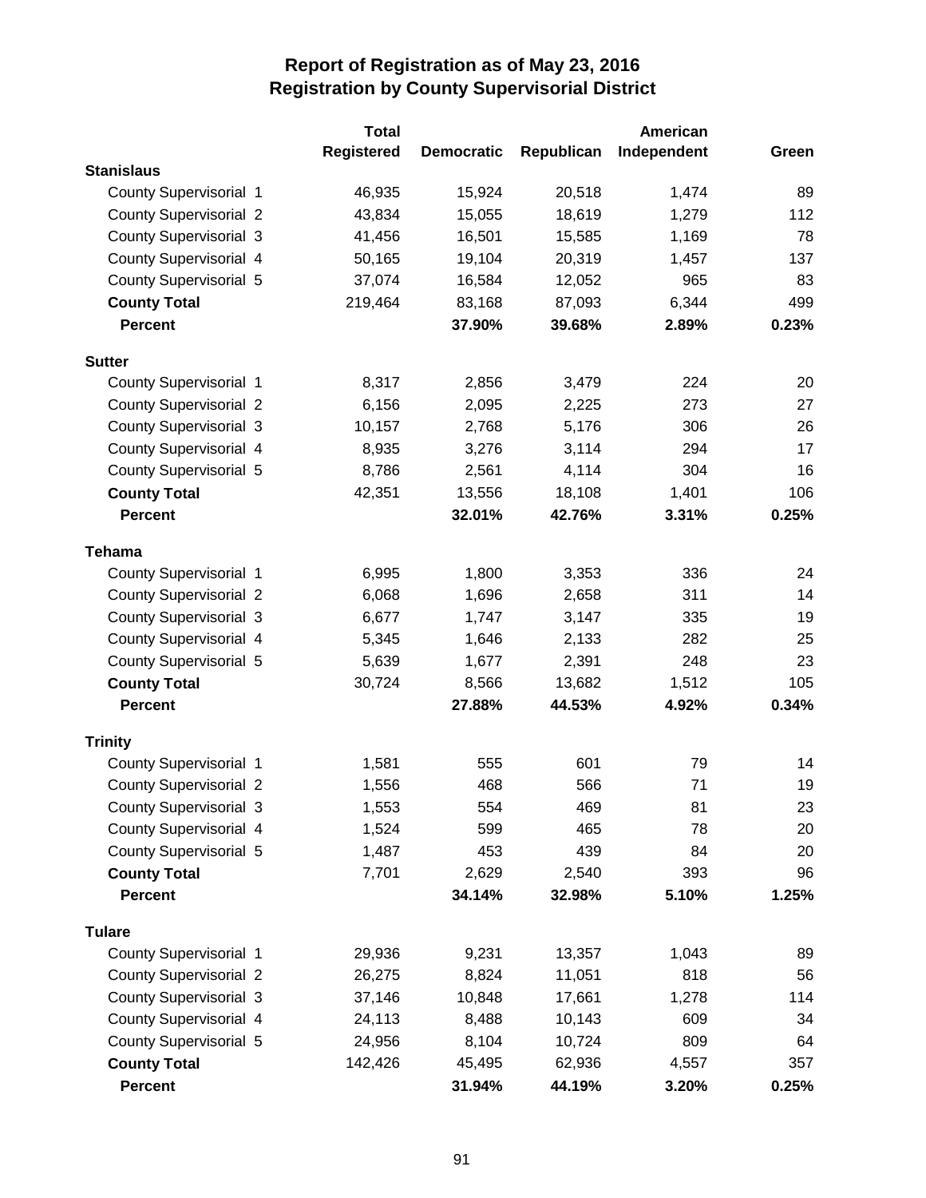# Report of Registration as of May 23, 2016
## Registration by County Supervisorial District

| | Total Registered | Democratic | Republican | American Independent | Green |
|---|---|---|---|---|---|
| **Stanislaus** | | | | | |
| County Supervisorial 1 | 46,935 | 15,924 | 20,518 | 1,474 | 89 |
| County Supervisorial 2 | 43,834 | 15,055 | 18,619 | 1,279 | 112 |
| County Supervisorial 3 | 41,456 | 16,501 | 15,585 | 1,169 | 78 |
| County Supervisorial 4 | 50,165 | 19,104 | 20,319 | 1,457 | 137 |
| County Supervisorial 5 | 37,074 | 16,584 | 12,052 | 965 | 83 |
| **County Total** | 219,464 | 83,168 | 87,093 | 6,344 | 499 |
| **Percent** | | **37.90%** | **39.68%** | **2.89%** | **0.23%** |
| **Sutter** | | | | | |
| County Supervisorial 1 | 8,317 | 2,856 | 3,479 | 224 | 20 |
| County Supervisorial 2 | 6,156 | 2,095 | 2,225 | 273 | 27 |
| County Supervisorial 3 | 10,157 | 2,768 | 5,176 | 306 | 26 |
| County Supervisorial 4 | 8,935 | 3,276 | 3,114 | 294 | 17 |
| County Supervisorial 5 | 8,786 | 2,561 | 4,114 | 304 | 16 |
| **County Total** | 42,351 | 13,556 | 18,108 | 1,401 | 106 |
| **Percent** | | **32.01%** | **42.76%** | **3.31%** | **0.25%** |
| **Tehama** | | | | | |
| County Supervisorial 1 | 6,995 | 1,800 | 3,353 | 336 | 24 |
| County Supervisorial 2 | 6,068 | 1,696 | 2,658 | 311 | 14 |
| County Supervisorial 3 | 6,677 | 1,747 | 3,147 | 335 | 19 |
| County Supervisorial 4 | 5,345 | 1,646 | 2,133 | 282 | 25 |
| County Supervisorial 5 | 5,639 | 1,677 | 2,391 | 248 | 23 |
| **County Total** | 30,724 | 8,566 | 13,682 | 1,512 | 105 |
| **Percent** | | **27.88%** | **44.53%** | **4.92%** | **0.34%** |
| **Trinity** | | | | | |
| County Supervisorial 1 | 1,581 | 555 | 601 | 79 | 14 |
| County Supervisorial 2 | 1,556 | 468 | 566 | 71 | 19 |
| County Supervisorial 3 | 1,553 | 554 | 469 | 81 | 23 |
| County Supervisorial 4 | 1,524 | 599 | 465 | 78 | 20 |
| County Supervisorial 5 | 1,487 | 453 | 439 | 84 | 20 |
| **County Total** | 7,701 | 2,629 | 2,540 | 393 | 96 |
| **Percent** | | **34.14%** | **32.98%** | **5.10%** | **1.25%** |
| **Tulare** | | | | | |
| County Supervisorial 1 | 29,936 | 9,231 | 13,357 | 1,043 | 89 |
| County Supervisorial 2 | 26,275 | 8,824 | 11,051 | 818 | 56 |
| County Supervisorial 3 | 37,146 | 10,848 | 17,661 | 1,278 | 114 |
| County Supervisorial 4 | 24,113 | 8,488 | 10,143 | 609 | 34 |
| County Supervisorial 5 | 24,956 | 8,104 | 10,724 | 809 | 64 |
| **County Total** | 142,426 | 45,495 | 62,936 | 4,557 | 357 |
| **Percent** | | **31.94%** | **44.19%** | **3.20%** | **0.25%** |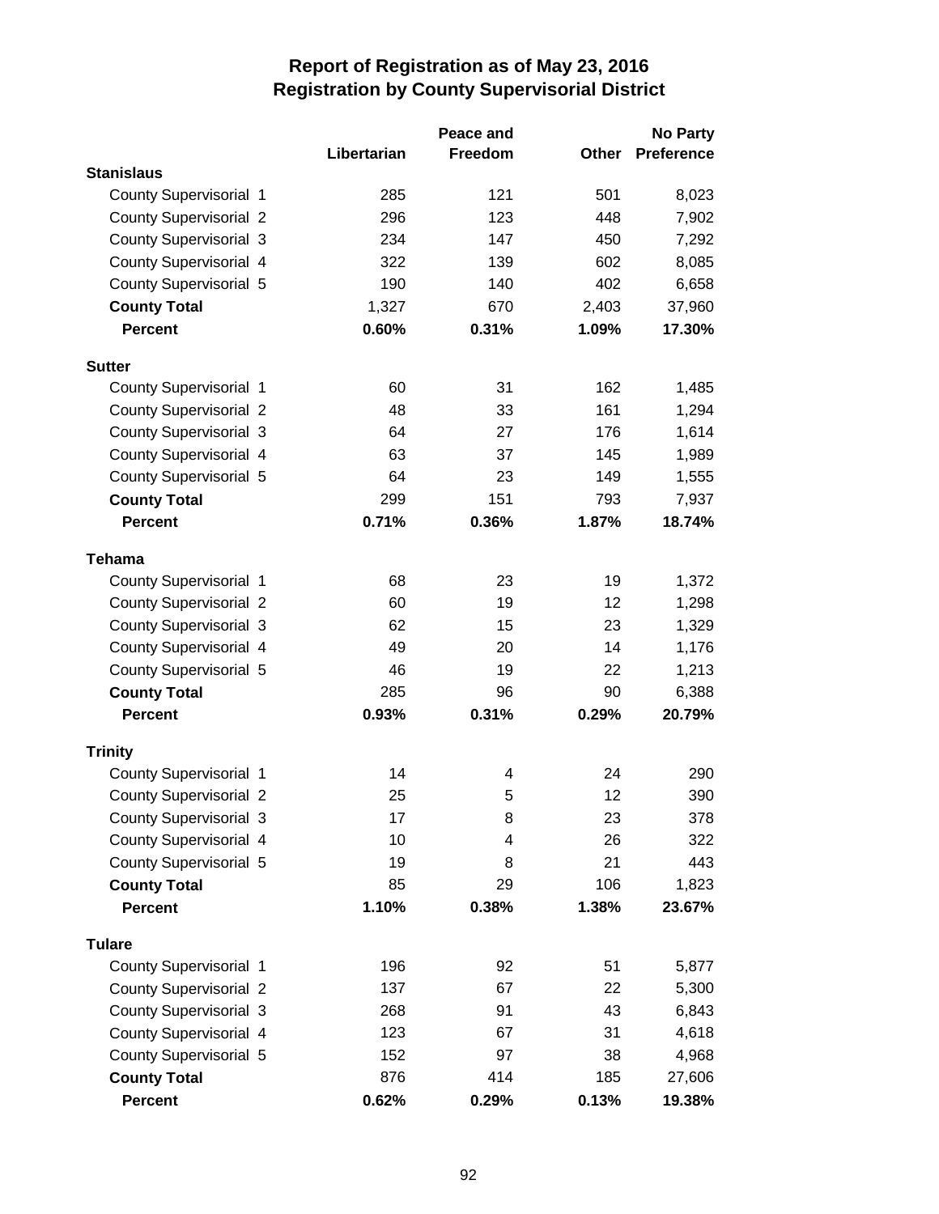# Report of Registration as of May 23, 2016
## Registration by County Supervisorial District

| | Libertarian | Peace and Freedom | Other | No Party Preference |
|---|---|---|---|---|
| **Stanislaus** | | | | |
| County Supervisorial 1 | 285 | 121 | 501 | 8,023 |
| County Supervisorial 2 | 296 | 123 | 448 | 7,902 |
| County Supervisorial 3 | 234 | 147 | 450 | 7,292 |
| County Supervisorial 4 | 322 | 139 | 602 | 8,085 |
| County Supervisorial 5 | 190 | 140 | 402 | 6,658 |
| **County Total** | 1,327 | 670 | 2,403 | 37,960 |
| **Percent** | **0.60%** | **0.31%** | **1.09%** | **17.30%** |
| **Sutter** | | | | |
| County Supervisorial 1 | 60 | 31 | 162 | 1,485 |
| County Supervisorial 2 | 48 | 33 | 161 | 1,294 |
| County Supervisorial 3 | 64 | 27 | 176 | 1,614 |
| County Supervisorial 4 | 63 | 37 | 145 | 1,989 |
| County Supervisorial 5 | 64 | 23 | 149 | 1,555 |
| **County Total** | 299 | 151 | 793 | 7,937 |
| **Percent** | **0.71%** | **0.36%** | **1.87%** | **18.74%** |
| **Tehama** | | | | |
| County Supervisorial 1 | 68 | 23 | 19 | 1,372 |
| County Supervisorial 2 | 60 | 19 | 12 | 1,298 |
| County Supervisorial 3 | 62 | 15 | 23 | 1,329 |
| County Supervisorial 4 | 49 | 20 | 14 | 1,176 |
| County Supervisorial 5 | 46 | 19 | 22 | 1,213 |
| **County Total** | 285 | 96 | 90 | 6,388 |
| **Percent** | **0.93%** | **0.31%** | **0.29%** | **20.79%** |
| **Trinity** | | | | |
| County Supervisorial 1 | 14 | 4 | 24 | 290 |
| County Supervisorial 2 | 25 | 5 | 12 | 390 |
| County Supervisorial 3 | 17 | 8 | 23 | 378 |
| County Supervisorial 4 | 10 | 4 | 26 | 322 |
| County Supervisorial 5 | 19 | 8 | 21 | 443 |
| **County Total** | 85 | 29 | 106 | 1,823 |
| **Percent** | **1.10%** | **0.38%** | **1.38%** | **23.67%** |
| **Tulare** | | | | |
| County Supervisorial 1 | 196 | 92 | 51 | 5,877 |
| County Supervisorial 2 | 137 | 67 | 22 | 5,300 |
| County Supervisorial 3 | 268 | 91 | 43 | 6,843 |
| County Supervisorial 4 | 123 | 67 | 31 | 4,618 |
| County Supervisorial 5 | 152 | 97 | 38 | 4,968 |
| **County Total** | 876 | 414 | 185 | 27,606 |
| **Percent** | **0.62%** | **0.29%** | **0.13%** | **19.38%** |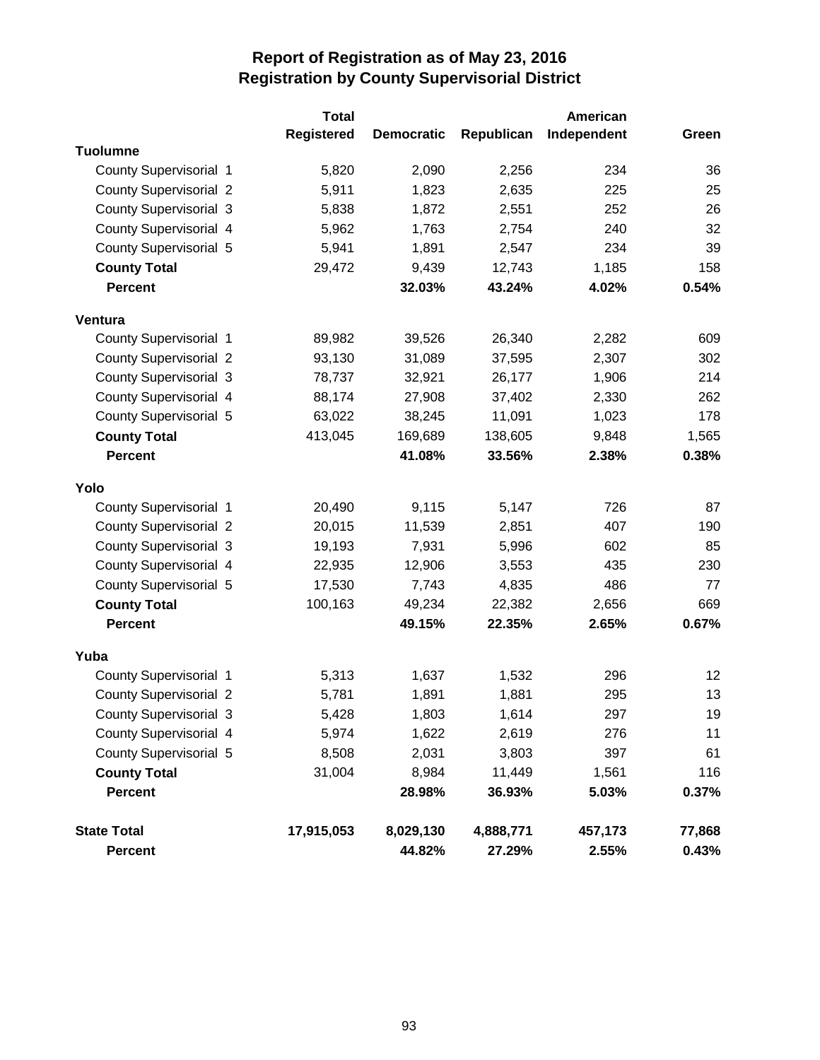# Report of Registration as of May 23, 2016
## Registration by County Supervisorial District

| | Total Registered | Democratic | Republican | American Independent | Green |
|---|---|---|---|---|---|
| **Tuolumne** | | | | | |
| County Supervisorial 1 | 5,820 | 2,090 | 2,256 | 234 | 36 |
| County Supervisorial 2 | 5,911 | 1,823 | 2,635 | 225 | 25 |
| County Supervisorial 3 | 5,838 | 1,872 | 2,551 | 252 | 26 |
| County Supervisorial 4 | 5,962 | 1,763 | 2,754 | 240 | 32 |
| County Supervisorial 5 | 5,941 | 1,891 | 2,547 | 234 | 39 |
| **County Total** | 29,472 | 9,439 | 12,743 | 1,185 | 158 |
| **Percent** | | **32.03%** | **43.24%** | **4.02%** | **0.54%** |
| **Ventura** | | | | | |
| County Supervisorial 1 | 89,982 | 39,526 | 26,340 | 2,282 | 609 |
| County Supervisorial 2 | 93,130 | 31,089 | 37,595 | 2,307 | 302 |
| County Supervisorial 3 | 78,737 | 32,921 | 26,177 | 1,906 | 214 |
| County Supervisorial 4 | 88,174 | 27,908 | 37,402 | 2,330 | 262 |
| County Supervisorial 5 | 63,022 | 38,245 | 11,091 | 1,023 | 178 |
| **County Total** | 413,045 | 169,689 | 138,605 | 9,848 | 1,565 |
| **Percent** | | **41.08%** | **33.56%** | **2.38%** | **0.38%** |
| **Yolo** | | | | | |
| County Supervisorial 1 | 20,490 | 9,115 | 5,147 | 726 | 87 |
| County Supervisorial 2 | 20,015 | 11,539 | 2,851 | 407 | 190 |
| County Supervisorial 3 | 19,193 | 7,931 | 5,996 | 602 | 85 |
| County Supervisorial 4 | 22,935 | 12,906 | 3,553 | 435 | 230 |
| County Supervisorial 5 | 17,530 | 7,743 | 4,835 | 486 | 77 |
| **County Total** | 100,163 | 49,234 | 22,382 | 2,656 | 669 |
| **Percent** | | **49.15%** | **22.35%** | **2.65%** | **0.67%** |
| **Yuba** | | | | | |
| County Supervisorial 1 | 5,313 | 1,637 | 1,532 | 296 | 12 |
| County Supervisorial 2 | 5,781 | 1,891 | 1,881 | 295 | 13 |
| County Supervisorial 3 | 5,428 | 1,803 | 1,614 | 297 | 19 |
| County Supervisorial 4 | 5,974 | 1,622 | 2,619 | 276 | 11 |
| County Supervisorial 5 | 8,508 | 2,031 | 3,803 | 397 | 61 |
| **County Total** | 31,004 | 8,984 | 11,449 | 1,561 | 116 |
| **Percent** | | **28.98%** | **36.93%** | **5.03%** | **0.37%** |
| **State Total** | **17,915,053** | **8,029,130** | **4,888,771** | **457,173** | **77,868** |
| **Percent** | | **44.82%** | **27.29%** | **2.55%** | **0.43%** |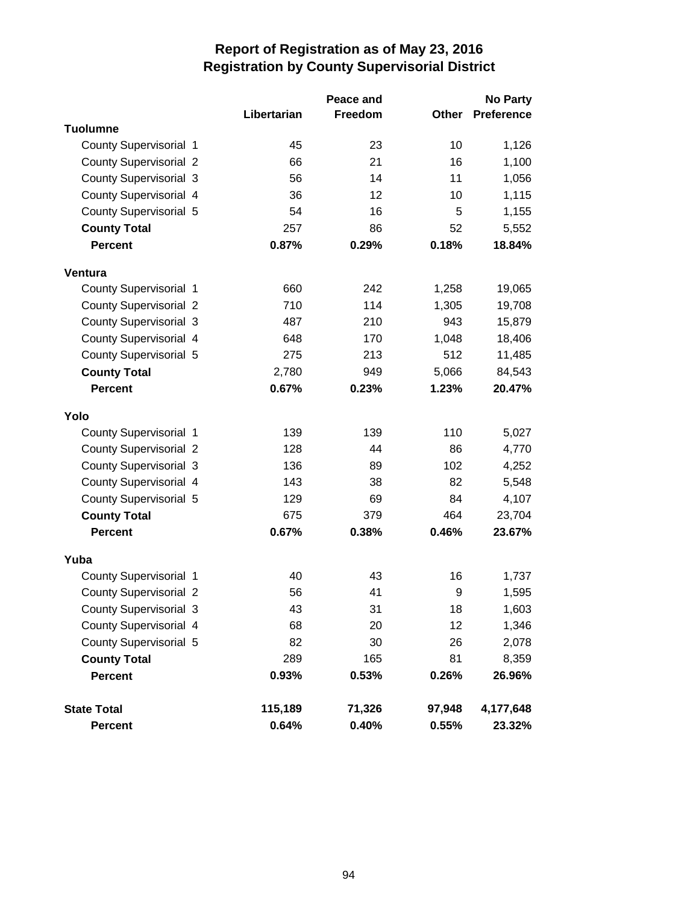# Report of Registration as of May 23, 2016
## Registration by County Supervisorial District

| | Libertarian | Peace and Freedom | Other | No Party Preference |
|---|---|---|---|---|
| **Tuolumne** | | | | |
| County Supervisorial 1 | 45 | 23 | 10 | 1,126 |
| County Supervisorial 2 | 66 | 21 | 16 | 1,100 |
| County Supervisorial 3 | 56 | 14 | 11 | 1,056 |
| County Supervisorial 4 | 36 | 12 | 10 | 1,115 |
| County Supervisorial 5 | 54 | 16 | 5 | 1,155 |
| **County Total** | 257 | 86 | 52 | 5,552 |
| **Percent** | **0.87%** | **0.29%** | **0.18%** | **18.84%** |
| **Ventura** | | | | |
| County Supervisorial 1 | 660 | 242 | 1,258 | 19,065 |
| County Supervisorial 2 | 710 | 114 | 1,305 | 19,708 |
| County Supervisorial 3 | 487 | 210 | 943 | 15,879 |
| County Supervisorial 4 | 648 | 170 | 1,048 | 18,406 |
| County Supervisorial 5 | 275 | 213 | 512 | 11,485 |
| **County Total** | 2,780 | 949 | 5,066 | 84,543 |
| **Percent** | **0.67%** | **0.23%** | **1.23%** | **20.47%** |
| **Yolo** | | | | |
| County Supervisorial 1 | 139 | 139 | 110 | 5,027 |
| County Supervisorial 2 | 128 | 44 | 86 | 4,770 |
| County Supervisorial 3 | 136 | 89 | 102 | 4,252 |
| County Supervisorial 4 | 143 | 38 | 82 | 5,548 |
| County Supervisorial 5 | 129 | 69 | 84 | 4,107 |
| **County Total** | 675 | 379 | 464 | 23,704 |
| **Percent** | **0.67%** | **0.38%** | **0.46%** | **23.67%** |
| **Yuba** | | | | |
| County Supervisorial 1 | 40 | 43 | 16 | 1,737 |
| County Supervisorial 2 | 56 | 41 | 9 | 1,595 |
| County Supervisorial 3 | 43 | 31 | 18 | 1,603 |
| County Supervisorial 4 | 68 | 20 | 12 | 1,346 |
| County Supervisorial 5 | 82 | 30 | 26 | 2,078 |
| **County Total** | 289 | 165 | 81 | 8,359 |
| **Percent** | **0.93%** | **0.53%** | **0.26%** | **26.96%** |
| **State Total** | **115,189** | **71,326** | **97,948** | **4,177,648** |
| **Percent** | **0.64%** | **0.40%** | **0.55%** | **23.32%** |